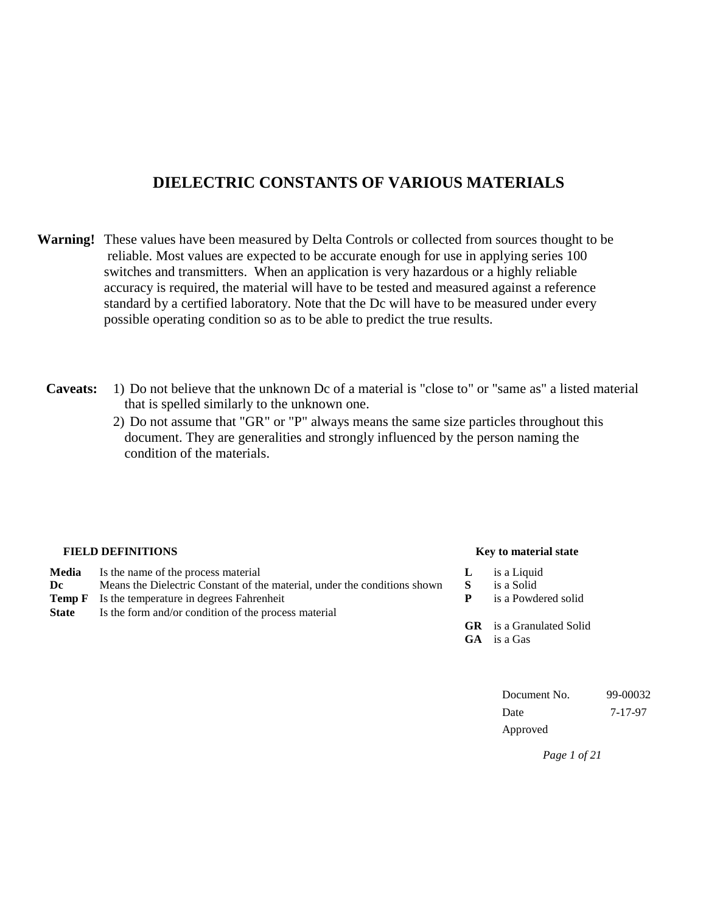# DIELECTRIC CONSTANTS OF VARIOUS MATERIALS

**Warning!** These values have been measured by Delta Controls or collected from sources thought to be reliable. Most values are expected to be accurate enough for use in applying series 100 switches and transmitters. When an application is very hazardous or a highly reliable accuracy is required, the material will have to be tested and measured against a reference standard by a certified laboratory. Note that the Dc will have to be measured under every possible operating condition so as to be able to predict the true results.

**Caveats:**

1) Do not believe that the unknown Dc of a material is "close to" or "same as" a listed material that is spelled similarly to the unknown one.
2) Do not assume that "GR" or "P" always means the same size particles throughout this document. They are generalities and strongly influenced by the person naming the condition of the materials.

**FIELD DEFINITIONS**

| | |
|---|---|
| **Media** | Is the name of the process material |
| **Dc** | Means the Dielectric Constant of the material, under the conditions shown |
| **Temp F** | Is the temperature in degrees Fahrenheit |
| **State** | Is the form and/or condition of the process material |

**Key to material state**

| | |
|---|---|
| **L** | is a Liquid |
| **S** | is a Solid |
| **P** | is a Powdered solid |
| **GR** | is a Granulated Solid |
| **GA** | is a Gas |

| | |
|---|---|
| Document No. | 99-00032 |
| Date | 7-17-97 |
| Approved | |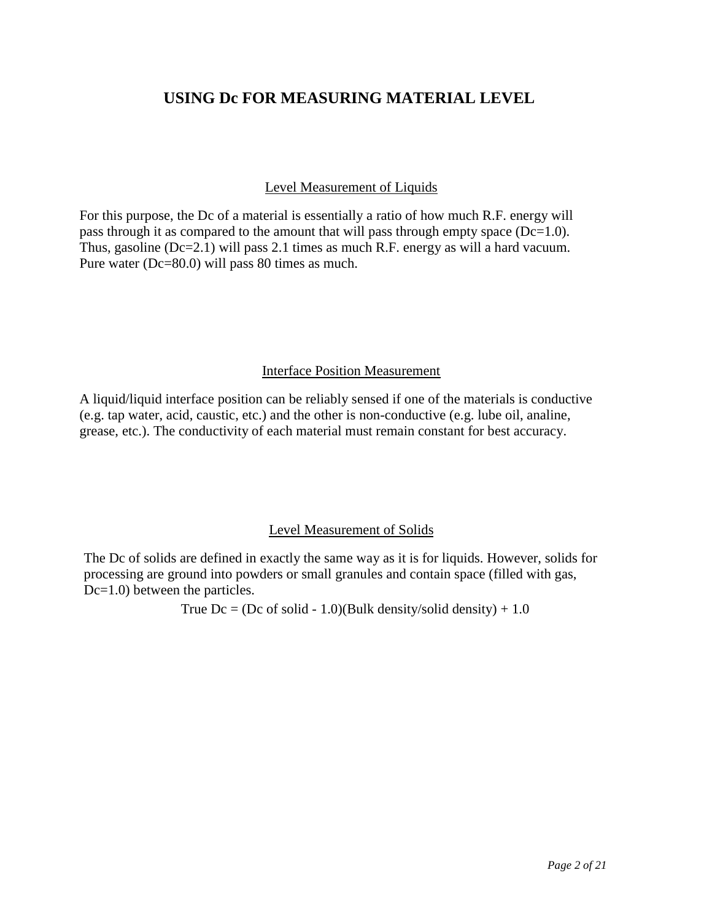# USING Dc FOR MEASURING MATERIAL LEVEL

## Level Measurement of Liquids

For this purpose, the Dc of a material is essentially a ratio of how much R.F. energy will pass through it as compared to the amount that will pass through empty space (Dc=1.0). Thus, gasoline (Dc=2.1) will pass 2.1 times as much R.F. energy as will a hard vacuum. Pure water (Dc=80.0) will pass 80 times as much.

## Interface Position Measurement

A liquid/liquid interface position can be reliably sensed if one of the materials is conductive (e.g. tap water, acid, caustic, etc.) and the other is non-conductive (e.g. lube oil, analine, grease, etc.). The conductivity of each material must remain constant for best accuracy.

## Level Measurement of Solids

The Dc of solids are defined in exactly the same way as it is for liquids. However, solids for processing are ground into powders or small granules and contain space (filled with gas, Dc=1.0) between the particles.

$$\text{True Dc} = (\text{Dc of solid} - 1.0)(\text{Bulk density}/\text{solid density}) + 1.0$$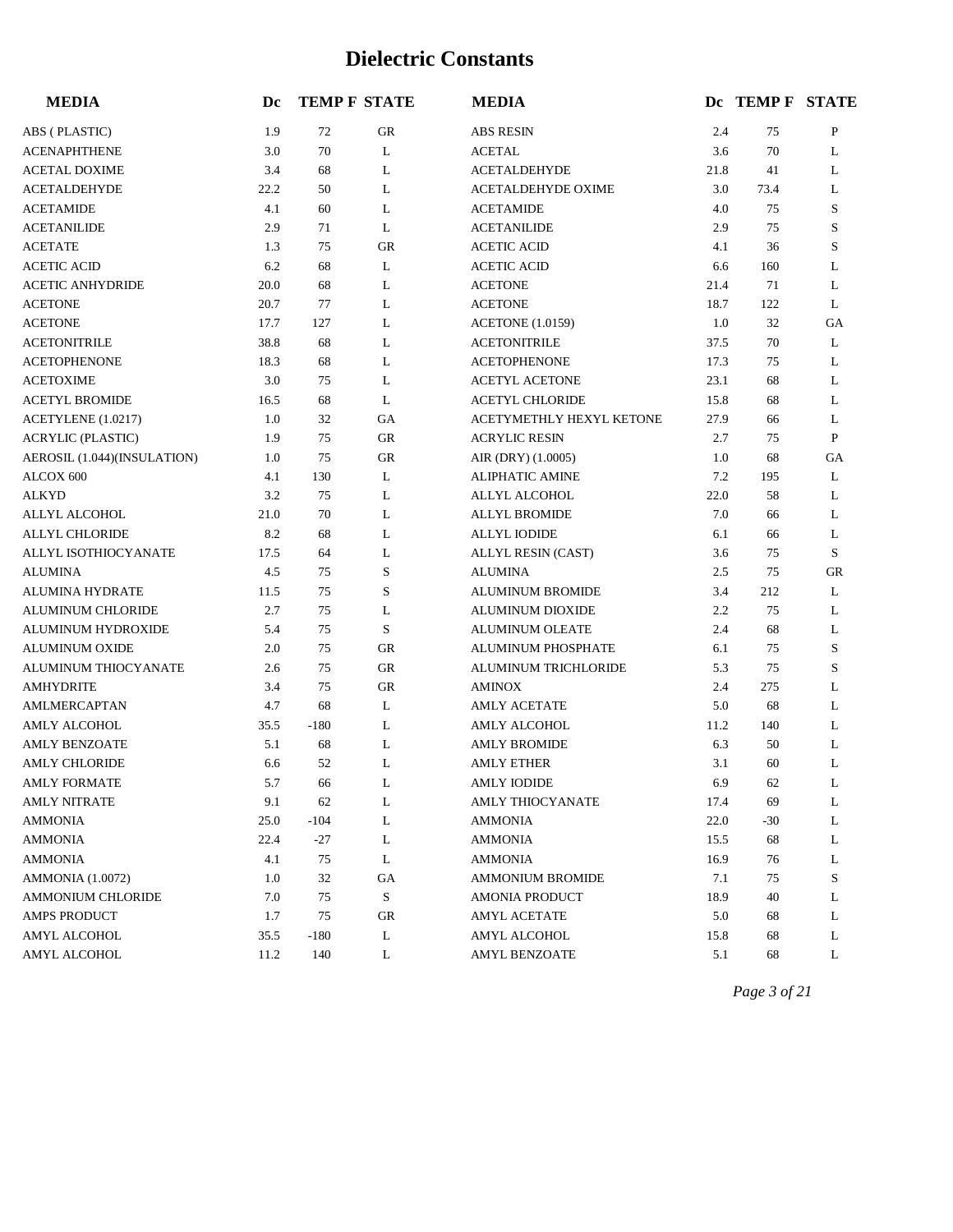# Dielectric Constants

| MEDIA | Dc | TEMP F | STATE |
|---|---|---|---|
| ABS ( PLASTIC) | 1.9 | 72 | GR |
| ACENAPHTHENE | 3.0 | 70 | L |
| ACETAL DOXIME | 3.4 | 68 | L |
| ACETALDEHYDE | 22.2 | 50 | L |
| ACETAMIDE | 4.1 | 60 | L |
| ACETANILIDE | 2.9 | 71 | L |
| ACETATE | 1.3 | 75 | GR |
| ACETIC ACID | 6.2 | 68 | L |
| ACETIC ANHYDRIDE | 20.0 | 68 | L |
| ACETONE | 20.7 | 77 | L |
| ACETONE | 17.7 | 127 | L |
| ACETONITRILE | 38.8 | 68 | L |
| ACETOPHENONE | 18.3 | 68 | L |
| ACETOXIME | 3.0 | 75 | L |
| ACETYL BROMIDE | 16.5 | 68 | L |
| ACETYLENE (1.0217) | 1.0 | 32 | GA |
| ACRYLIC (PLASTIC) | 1.9 | 75 | GR |
| AEROSIL (1.044)(INSULATION) | 1.0 | 75 | GR |
| ALCOX 600 | 4.1 | 130 | L |
| ALKYD | 3.2 | 75 | L |
| ALLYL ALCOHOL | 21.0 | 70 | L |
| ALLYL CHLORIDE | 8.2 | 68 | L |
| ALLYL ISOTHIOCYANATE | 17.5 | 64 | L |
| ALUMINA | 4.5 | 75 | S |
| ALUMINA HYDRATE | 11.5 | 75 | S |
| ALUMINUM CHLORIDE | 2.7 | 75 | L |
| ALUMINUM HYDROXIDE | 5.4 | 75 | S |
| ALUMINUM OXIDE | 2.0 | 75 | GR |
| ALUMINUM THIOCYANATE | 2.6 | 75 | GR |
| AMHYDRITE | 3.4 | 75 | GR |
| AMLMERCAPTAN | 4.7 | 68 | L |
| AMLY ALCOHOL | 35.5 | -180 | L |
| AMLY BENZOATE | 5.1 | 68 | L |
| AMLY CHLORIDE | 6.6 | 52 | L |
| AMLY FORMATE | 5.7 | 66 | L |
| AMLY NITRATE | 9.1 | 62 | L |
| AMMONIA | 25.0 | -104 | L |
| AMMONIA | 22.4 | -27 | L |
| AMMONIA | 4.1 | 75 | L |
| AMMONIA (1.0072) | 1.0 | 32 | GA |
| AMMONIUM CHLORIDE | 7.0 | 75 | S |
| AMPS PRODUCT | 1.7 | 75 | GR |
| AMYL ALCOHOL | 35.5 | -180 | L |
| AMYL ALCOHOL | 11.2 | 140 | L |
| ABS RESIN | 2.4 | 75 | P |
| ACETAL | 3.6 | 70 | L |
| ACETALDEHYDE | 21.8 | 41 | L |
| ACETALDEHYDE OXIME | 3.0 | 73.4 | L |
| ACETAMIDE | 4.0 | 75 | S |
| ACETANILIDE | 2.9 | 75 | S |
| ACETIC ACID | 4.1 | 36 | S |
| ACETIC ACID | 6.6 | 160 | L |
| ACETONE | 21.4 | 71 | L |
| ACETONE | 18.7 | 122 | L |
| ACETONE (1.0159) | 1.0 | 32 | GA |
| ACETONITRILE | 37.5 | 70 | L |
| ACETOPHENONE | 17.3 | 75 | L |
| ACETYL ACETONE | 23.1 | 68 | L |
| ACETYL CHLORIDE | 15.8 | 68 | L |
| ACETYMETHLY HEXYL KETONE | 27.9 | 66 | L |
| ACRYLIC RESIN | 2.7 | 75 | P |
| AIR (DRY) (1.0005) | 1.0 | 68 | GA |
| ALIPHATIC AMINE | 7.2 | 195 | L |
| ALLYL ALCOHOL | 22.0 | 58 | L |
| ALLYL BROMIDE | 7.0 | 66 | L |
| ALLYL IODIDE | 6.1 | 66 | L |
| ALLYL RESIN (CAST) | 3.6 | 75 | S |
| ALUMINA | 2.5 | 75 | GR |
| ALUMINUM BROMIDE | 3.4 | 212 | L |
| ALUMINUM DIOXIDE | 2.2 | 75 | L |
| ALUMINUM OLEATE | 2.4 | 68 | L |
| ALUMINUM PHOSPHATE | 6.1 | 75 | S |
| ALUMINUM TRICHLORIDE | 5.3 | 75 | S |
| AMINOX | 2.4 | 275 | L |
| AMLY ACETATE | 5.0 | 68 | L |
| AMLY ALCOHOL | 11.2 | 140 | L |
| AMLY BROMIDE | 6.3 | 50 | L |
| AMLY ETHER | 3.1 | 60 | L |
| AMLY IODIDE | 6.9 | 62 | L |
| AMLY THIOCYANATE | 17.4 | 69 | L |
| AMMONIA | 22.0 | -30 | L |
| AMMONIA | 15.5 | 68 | L |
| AMMONIA | 16.9 | 76 | L |
| AMMONIUM BROMIDE | 7.1 | 75 | S |
| AMONIA PRODUCT | 18.9 | 40 | L |
| AMYL ACETATE | 5.0 | 68 | L |
| AMYL ALCOHOL | 15.8 | 68 | L |
| AMYL BENZOATE | 5.1 | 68 | L |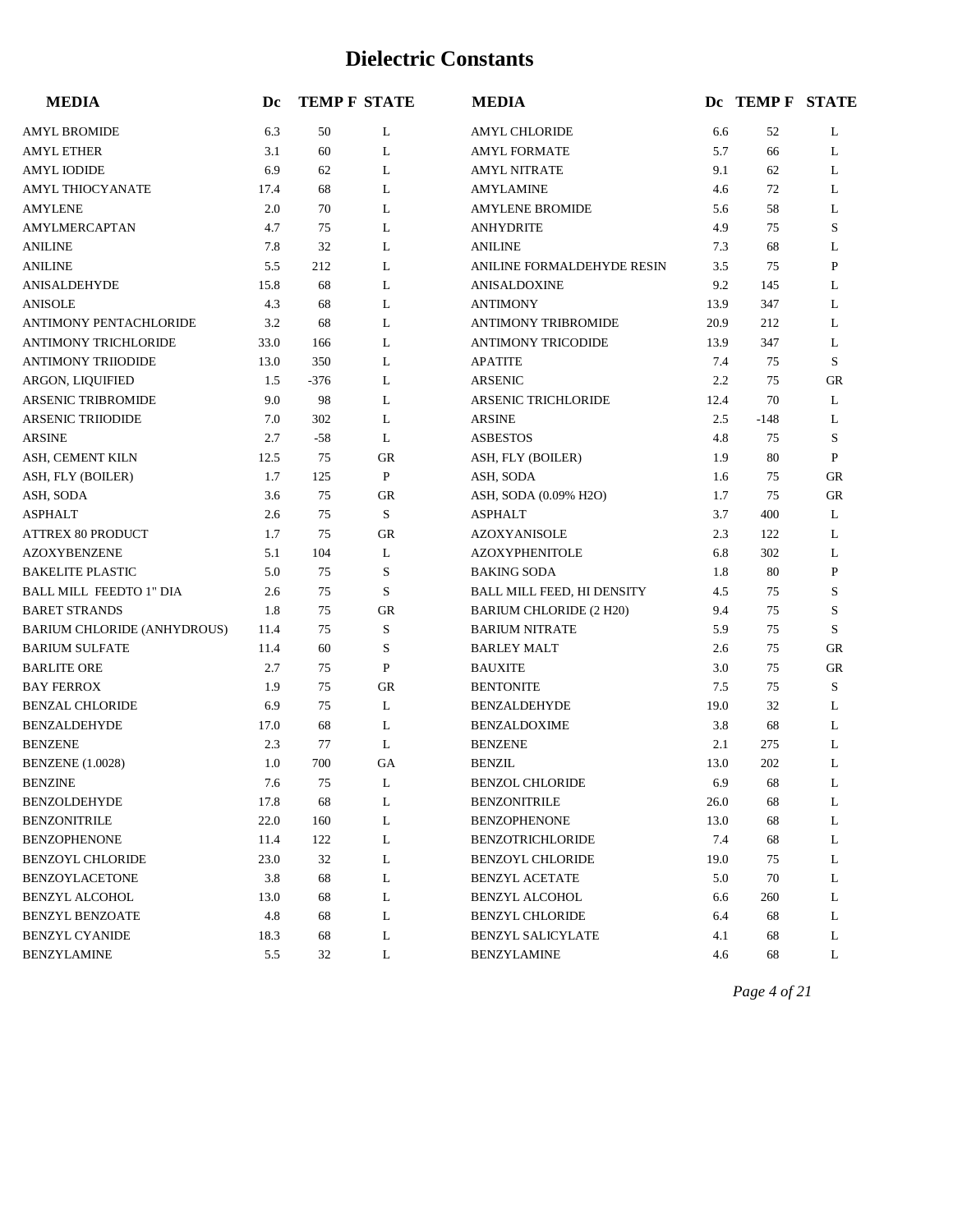# Dielectric Constants

| MEDIA | Dc | TEMP F | STATE | MEDIA | Dc | TEMP F | STATE |
|---|---|---|---|---|---|---|---|
| AMYL BROMIDE | 6.3 | 50 | L | AMYL CHLORIDE | 6.6 | 52 | L |
| AMYL ETHER | 3.1 | 60 | L | AMYL FORMATE | 5.7 | 66 | L |
| AMYL IODIDE | 6.9 | 62 | L | AMYL NITRATE | 9.1 | 62 | L |
| AMYL THIOCYANATE | 17.4 | 68 | L | AMYLAMINE | 4.6 | 72 | L |
| AMYLENE | 2.0 | 70 | L | AMYLENE BROMIDE | 5.6 | 58 | L |
| AMYLMERCAPTAN | 4.7 | 75 | L | ANHYDRITE | 4.9 | 75 | S |
| ANILINE | 7.8 | 32 | L | ANILINE | 7.3 | 68 | L |
| ANILINE | 5.5 | 212 | L | ANILINE FORMALDEHYDE RESIN | 3.5 | 75 | P |
| ANISALDEHYDE | 15.8 | 68 | L | ANISALDOXINE | 9.2 | 145 | L |
| ANISOLE | 4.3 | 68 | L | ANTIMONY | 13.9 | 347 | L |
| ANTIMONY PENTACHLORIDE | 3.2 | 68 | L | ANTIMONY TRIBROMIDE | 20.9 | 212 | L |
| ANTIMONY TRICHLORIDE | 33.0 | 166 | L | ANTIMONY TRICODIDE | 13.9 | 347 | L |
| ANTIMONY TRIIODIDE | 13.0 | 350 | L | APATITE | 7.4 | 75 | S |
| ARGON, LIQUIFIED | 1.5 | -376 | L | ARSENIC | 2.2 | 75 | GR |
| ARSENIC TRIBROMIDE | 9.0 | 98 | L | ARSENIC TRICHLORIDE | 12.4 | 70 | L |
| ARSENIC TRIIODIDE | 7.0 | 302 | L | ARSINE | 2.5 | -148 | L |
| ARSINE | 2.7 | -58 | L | ASBESTOS | 4.8 | 75 | S |
| ASH, CEMENT KILN | 12.5 | 75 | GR | ASH, FLY (BOILER) | 1.9 | 80 | P |
| ASH, FLY (BOILER) | 1.7 | 125 | P | ASH, SODA | 1.6 | 75 | GR |
| ASH, SODA | 3.6 | 75 | GR | ASH, SODA (0.09% H2O) | 1.7 | 75 | GR |
| ASPHALT | 2.6 | 75 | S | ASPHALT | 3.7 | 400 | L |
| ATTREX 80 PRODUCT | 1.7 | 75 | GR | AZOXYANISOLE | 2.3 | 122 | L |
| AZOXYBENZENE | 5.1 | 104 | L | AZOXYPHENITOLE | 6.8 | 302 | L |
| BAKELITE PLASTIC | 5.0 | 75 | S | BAKING SODA | 1.8 | 80 | P |
| BALL MILL FEEDTO 1" DIA | 2.6 | 75 | S | BALL MILL FEED, HI DENSITY | 4.5 | 75 | S |
| BARET STRANDS | 1.8 | 75 | GR | BARIUM CHLORIDE (2 H20) | 9.4 | 75 | S |
| BARIUM CHLORIDE (ANHYDROUS) | 11.4 | 75 | S | BARIUM NITRATE | 5.9 | 75 | S |
| BARIUM SULFATE | 11.4 | 60 | S | BARLEY MALT | 2.6 | 75 | GR |
| BARLITE ORE | 2.7 | 75 | P | BAUXITE | 3.0 | 75 | GR |
| BAY FERROX | 1.9 | 75 | GR | BENTONITE | 7.5 | 75 | S |
| BENZAL CHLORIDE | 6.9 | 75 | L | BENZALDEHYDE | 19.0 | 32 | L |
| BENZALDEHYDE | 17.0 | 68 | L | BENZALDOXIME | 3.8 | 68 | L |
| BENZENE | 2.3 | 77 | L | BENZENE | 2.1 | 275 | L |
| BENZENE (1.0028) | 1.0 | 700 | GA | BENZIL | 13.0 | 202 | L |
| BENZINE | 7.6 | 75 | L | BENZOL CHLORIDE | 6.9 | 68 | L |
| BENZOLDEHYDE | 17.8 | 68 | L | BENZONITRILE | 26.0 | 68 | L |
| BENZONITRILE | 22.0 | 160 | L | BENZOPHENONE | 13.0 | 68 | L |
| BENZOPHENONE | 11.4 | 122 | L | BENZOTRICHLORIDE | 7.4 | 68 | L |
| BENZOYL CHLORIDE | 23.0 | 32 | L | BENZOYL CHLORIDE | 19.0 | 75 | L |
| BENZOYLACETONE | 3.8 | 68 | L | BENZYL ACETATE | 5.0 | 70 | L |
| BENZYL ALCOHOL | 13.0 | 68 | L | BENZYL ALCOHOL | 6.6 | 260 | L |
| BENZYL BENZOATE | 4.8 | 68 | L | BENZYL CHLORIDE | 6.4 | 68 | L |
| BENZYL CYANIDE | 18.3 | 68 | L | BENZYL SALICYLATE | 4.1 | 68 | L |
| BENZYLAMINE | 5.5 | 32 | L | BENZYLAMINE | 4.6 | 68 | L |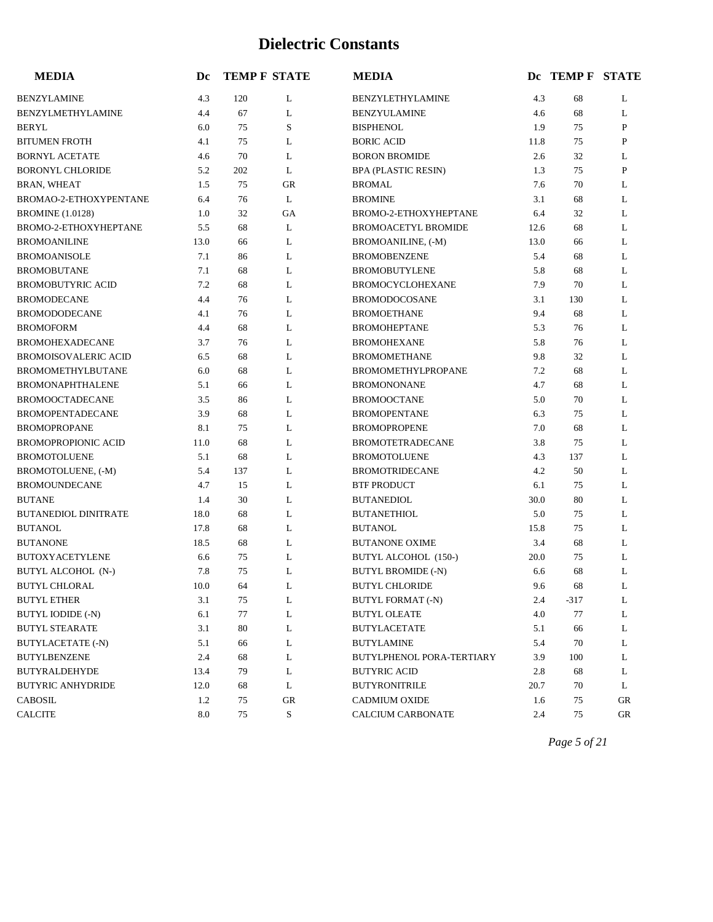# Dielectric Constants

| MEDIA | Dc | TEMP F | STATE | MEDIA | Dc | TEMP F | STATE |
|---|---|---|---|---|---|---|---|
| BENZYLAMINE | 4.3 | 120 | L | BENZYLETHYLAMINE | 4.3 | 68 | L |
| BENZYLMETHYLAMINE | 4.4 | 67 | L | BENZYULAMINE | 4.6 | 68 | L |
| BERYL | 6.0 | 75 | S | BISPHENOL | 1.9 | 75 | P |
| BITUMEN FROTH | 4.1 | 75 | L | BORIC ACID | 11.8 | 75 | P |
| BORNYL ACETATE | 4.6 | 70 | L | BORON BROMIDE | 2.6 | 32 | L |
| BORONYL CHLORIDE | 5.2 | 202 | L | BPA (PLASTIC RESIN) | 1.3 | 75 | P |
| BRAN, WHEAT | 1.5 | 75 | GR | BROMAL | 7.6 | 70 | L |
| BROMAO-2-ETHOXYPENTANE | 6.4 | 76 | L | BROMINE | 3.1 | 68 | L |
| BROMINE (1.0128) | 1.0 | 32 | GA | BROMO-2-ETHOXYHEPTANE | 6.4 | 32 | L |
| BROMO-2-ETHOXYHEPTANE | 5.5 | 68 | L | BROMOACETYL BROMIDE | 12.6 | 68 | L |
| BROMOANILINE | 13.0 | 66 | L | BROMOANILINE, (-M) | 13.0 | 66 | L |
| BROMOANISOLE | 7.1 | 86 | L | BROMOBENZENE | 5.4 | 68 | L |
| BROMOBUTANE | 7.1 | 68 | L | BROMOBUTYLENE | 5.8 | 68 | L |
| BROMOBUTYRIC ACID | 7.2 | 68 | L | BROMOCYCLOHEXANE | 7.9 | 70 | L |
| BROMODECANE | 4.4 | 76 | L | BROMODOCOSANE | 3.1 | 130 | L |
| BROMODODECANE | 4.1 | 76 | L | BROMOETHANE | 9.4 | 68 | L |
| BROMOFORM | 4.4 | 68 | L | BROMOHEPTANE | 5.3 | 76 | L |
| BROMOHEXADECANE | 3.7 | 76 | L | BROMOHEXANE | 5.8 | 76 | L |
| BROMOISOVALERIC ACID | 6.5 | 68 | L | BROMOMETHANE | 9.8 | 32 | L |
| BROMOMETHYLBUTANE | 6.0 | 68 | L | BROMOMETHYLPROPANE | 7.2 | 68 | L |
| BROMONAPHTHALENE | 5.1 | 66 | L | BROMONONANE | 4.7 | 68 | L |
| BROMOOCTADECANE | 3.5 | 86 | L | BROMOOCTANE | 5.0 | 70 | L |
| BROMOPENTADECANE | 3.9 | 68 | L | BROMOPENTANE | 6.3 | 75 | L |
| BROMOPROPANE | 8.1 | 75 | L | BROMOPROPENE | 7.0 | 68 | L |
| BROMOPROPIONIC ACID | 11.0 | 68 | L | BROMOTETRADECANE | 3.8 | 75 | L |
| BROMOTOLUENE | 5.1 | 68 | L | BROMOTOLUENE | 4.3 | 137 | L |
| BROMOTOLUENE, (-M) | 5.4 | 137 | L | BROMOTRIDECANE | 4.2 | 50 | L |
| BROMOUNDECANE | 4.7 | 15 | L | BTF PRODUCT | 6.1 | 75 | L |
| BUTANE | 1.4 | 30 | L | BUTANEDIOL | 30.0 | 80 | L |
| BUTANEDIOL DINITRATE | 18.0 | 68 | L | BUTANETHIOL | 5.0 | 75 | L |
| BUTANOL | 17.8 | 68 | L | BUTANOL | 15.8 | 75 | L |
| BUTANONE | 18.5 | 68 | L | BUTANONE OXIME | 3.4 | 68 | L |
| BUTOXYACETYLENE | 6.6 | 75 | L | BUTYL ALCOHOL (150-) | 20.0 | 75 | L |
| BUTYL ALCOHOL (N-) | 7.8 | 75 | L | BUTYL BROMIDE (-N) | 6.6 | 68 | L |
| BUTYL CHLORAL | 10.0 | 64 | L | BUTYL CHLORIDE | 9.6 | 68 | L |
| BUTYL ETHER | 3.1 | 75 | L | BUTYL FORMAT (-N) | 2.4 | -317 | L |
| BUTYL IODIDE (-N) | 6.1 | 77 | L | BUTYL OLEATE | 4.0 | 77 | L |
| BUTYL STEARATE | 3.1 | 80 | L | BUTYLACETATE | 5.1 | 66 | L |
| BUTYLACETATE (-N) | 5.1 | 66 | L | BUTYLAMINE | 5.4 | 70 | L |
| BUTYLBENZENE | 2.4 | 68 | L | BUTYLPHENOL PORA-TERTIARY | 3.9 | 100 | L |
| BUTYRALDEHYDE | 13.4 | 79 | L | BUTYRIC ACID | 2.8 | 68 | L |
| BUTYRIC ANHYDRIDE | 12.0 | 68 | L | BUTYRONITRILE | 20.7 | 70 | L |
| CABOSIL | 1.2 | 75 | GR | CADMIUM OXIDE | 1.6 | 75 | GR |
| CALCITE | 8.0 | 75 | S | CALCIUM CARBONATE | 2.4 | 75 | GR |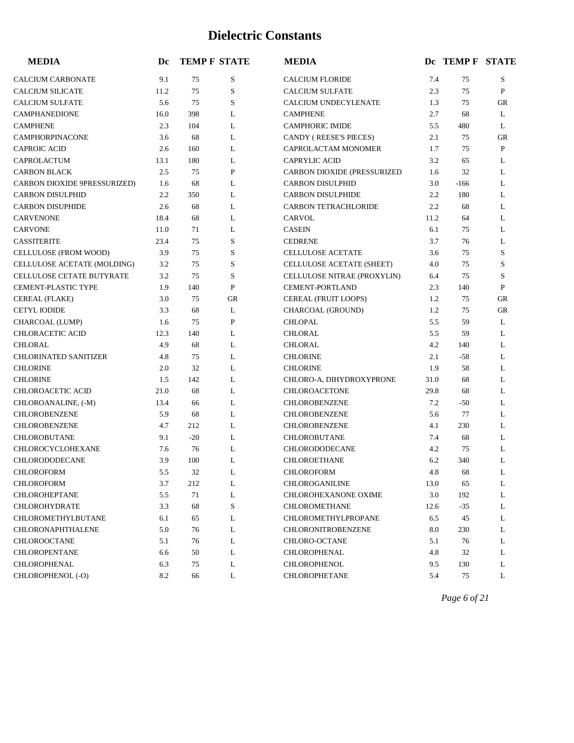# Dielectric Constants

| MEDIA | Dc | TEMP F | STATE | MEDIA | Dc | TEMP F | STATE |
|---|---|---|---|---|---|---|---|
| CALCIUM CARBONATE | 9.1 | 75 | S | CALCIUM FLORIDE | 7.4 | 75 | S |
| CALCIUM SILICATE | 11.2 | 75 | S | CALCIUM SULFATE | 2.3 | 75 | P |
| CALCIUM SULFATE | 5.6 | 75 | S | CALCIUM UNDECYLENATE | 1.3 | 75 | GR |
| CAMPHANEDIONE | 16.0 | 398 | L | CAMPHENE | 2.7 | 68 | L |
| CAMPHENE | 2.3 | 104 | L | CAMPHORIC IMIDE | 5.5 | 480 | L |
| CAMPHORPINACONE | 3.6 | 68 | L | CANDY ( REESE'S PIECES) | 2.1 | 75 | GR |
| CAPROIC ACID | 2.6 | 160 | L | CAPROLACTAM MONOMER | 1.7 | 75 | P |
| CAPROLACTUM | 13.1 | 180 | L | CAPRYLIC ACID | 3.2 | 65 | L |
| CARBON BLACK | 2.5 | 75 | P | CARBON DIOXIDE (PRESSURIZED | 1.6 | 32 | L |
| CARBON DIOXIDE 9PRESSURIZED) | 1.6 | 68 | L | CARBON DISULPHID | 3.0 | -166 | L |
| CARBON DISULPHID | 2.2 | 350 | L | CARBON DISULPHIDE | 2.2 | 180 | L |
| CARBON DISUPHIDE | 2.6 | 68 | L | CARBON TETRACHLORIDE | 2.2 | 68 | L |
| CARVENONE | 18.4 | 68 | L | CARVOL | 11.2 | 64 | L |
| CARVONE | 11.0 | 71 | L | CASEIN | 6.1 | 75 | L |
| CASSITERITE | 23.4 | 75 | S | CEDRENE | 3.7 | 76 | L |
| CELLULOSE (FROM WOOD) | 3.9 | 75 | S | CELLULOSE ACETATE | 3.6 | 75 | S |
| CELLULOSE ACETATE (MOLDING) | 3.2 | 75 | S | CELLULOSE ACETATE (SHEET) | 4.0 | 75 | S |
| CELLULOSE CETATE BUTYRATE | 3.2 | 75 | S | CELLULOSE NITRAE (PROXYLIN) | 6.4 | 75 | S |
| CEMENT-PLASTIC TYPE | 1.9 | 140 | P | CEMENT-PORTLAND | 2.3 | 140 | P |
| CEREAL (FLAKE) | 3.0 | 75 | GR | CEREAL (FRUIT LOOPS) | 1.2 | 75 | GR |
| CETYL IODIDE | 3.3 | 68 | L | CHARCOAL (GROUND) | 1.2 | 75 | GR |
| CHARCOAL (LUMP) | 1.6 | 75 | P | CHLOPAL | 5.5 | 59 | L |
| CHLORACETIC ACID | 12.3 | 140 | L | CHLORAL | 5.5 | 59 | L |
| CHLORAL | 4.9 | 68 | L | CHLORAL | 4.2 | 140 | L |
| CHLORINATED SANITIZER | 4.8 | 75 | L | CHLORINE | 2.1 | -58 | L |
| CHLORINE | 2.0 | 32 | L | CHLORINE | 1.9 | 58 | L |
| CHLORINE | 1.5 | 142 | L | CHLORO-A, DIHYDROXYPRONE | 31.0 | 68 | L |
| CHLOROACETIC ACID | 21.0 | 68 | L | CHLOROACETONE | 29.8 | 68 | L |
| CHLOROANALINE, (-M) | 13.4 | 66 | L | CHLOROBENZENE | 7.2 | -50 | L |
| CHLOROBENZENE | 5.9 | 68 | L | CHLOROBENZENE | 5.6 | 77 | L |
| CHLOROBENZENE | 4.7 | 212 | L | CHLOROBENZENE | 4.1 | 230 | L |
| CHLOROBUTANE | 9.1 | -20 | L | CHLOROBUTANE | 7.4 | 68 | L |
| CHLOROCYCLOHEXANE | 7.6 | 76 | L | CHLORODODECANE | 4.2 | 75 | L |
| CHLORODODECANE | 3.9 | 100 | L | CHLOROETHANE | 6.2 | 340 | L |
| CHLOROFORM | 5.5 | 32 | L | CHLOROFORM | 4.8 | 68 | L |
| CHLOROFORM | 3.7 | 212 | L | CHLOROGANILINE | 13.0 | 65 | L |
| CHLOROHEPTANE | 5.5 | 71 | L | CHLOROHEXANONE OXIME | 3.0 | 192 | L |
| CHLOROHYDRATE | 3.3 | 68 | S | CHLOROMETHANE | 12.6 | -35 | L |
| CHLOROMETHYLBUTANE | 6.1 | 65 | L | CHLOROMETHYLPROPANE | 6.5 | 45 | L |
| CHLORONAPHTHALENE | 5.0 | 76 | L | CHLORONITROBENZENE | 8.0 | 230 | L |
| CHLOROOCTANE | 5.1 | 76 | L | CHLORO-OCTANE | 5.1 | 76 | L |
| CHLOROPENTANE | 6.6 | 50 | L | CHLOROPHENAL | 4.8 | 32 | L |
| CHLOROPHENAL | 6.3 | 75 | L | CHLOROPHENOL | 9.5 | 130 | L |
| CHLOROPHENOL (-O) | 8.2 | 66 | L | CHLOROPHETANE | 5.4 | 75 | L |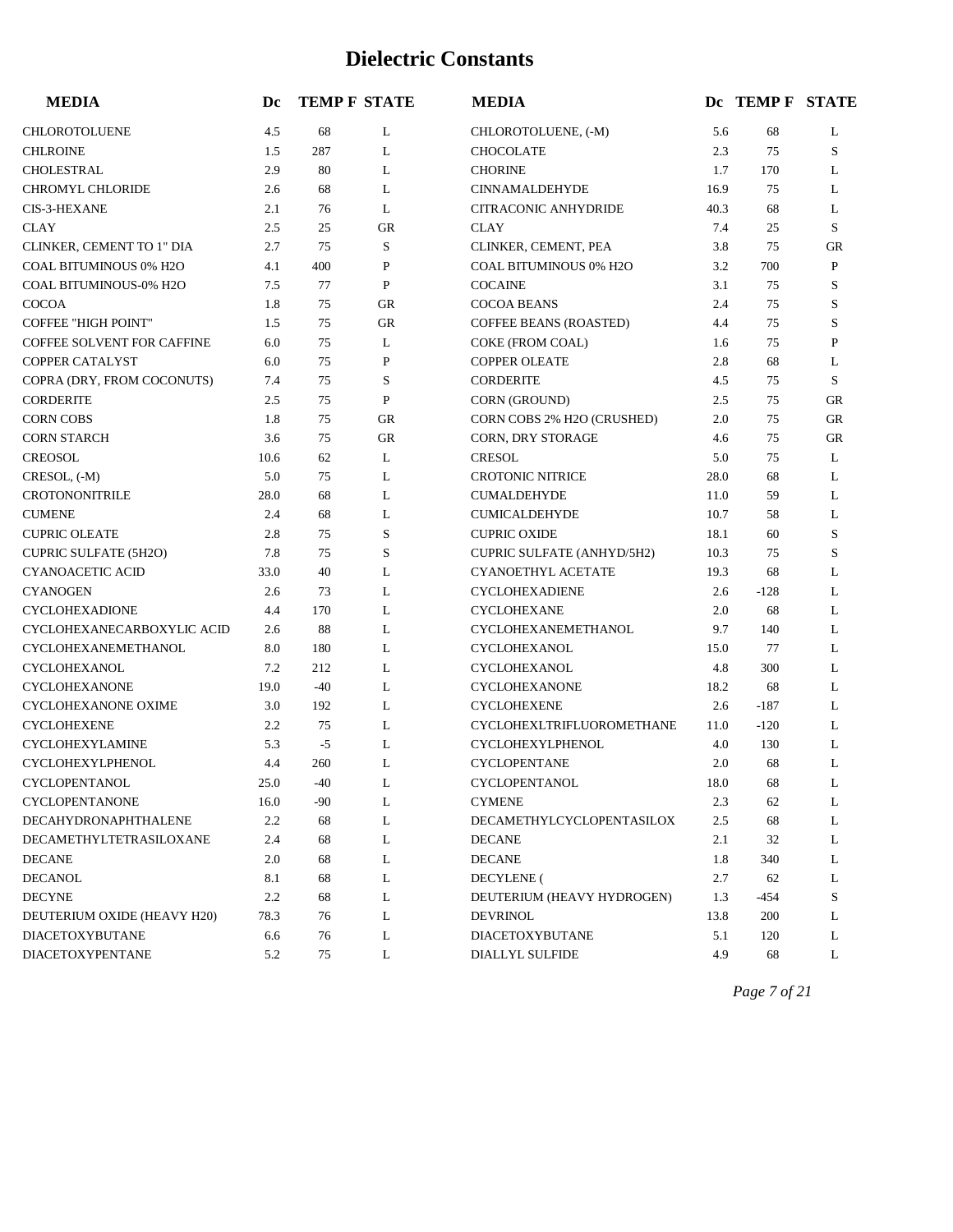# Dielectric Constants

| MEDIA | Dc | TEMP F | STATE | MEDIA | Dc | TEMP F | STATE |
|---|---|---|---|---|---|---|---|
| CHLOROTOLUENE | 4.5 | 68 | L | CHLOROTOLUENE, (-M) | 5.6 | 68 | L |
| CHLROINE | 1.5 | 287 | L | CHOCOLATE | 2.3 | 75 | S |
| CHOLESTRAL | 2.9 | 80 | L | CHORINE | 1.7 | 170 | L |
| CHROMYL CHLORIDE | 2.6 | 68 | L | CINNAMALDEHYDE | 16.9 | 75 | L |
| CIS-3-HEXANE | 2.1 | 76 | L | CITRACONIC ANHYDRIDE | 40.3 | 68 | L |
| CLAY | 2.5 | 25 | GR | CLAY | 7.4 | 25 | S |
| CLINKER, CEMENT TO 1" DIA | 2.7 | 75 | S | CLINKER, CEMENT, PEA | 3.8 | 75 | GR |
| COAL BITUMINOUS 0% H2O | 4.1 | 400 | P | COAL BITUMINOUS 0% H2O | 3.2 | 700 | P |
| COAL BITUMINOUS-0% H2O | 7.5 | 77 | P | COCAINE | 3.1 | 75 | S |
| COCOA | 1.8 | 75 | GR | COCOA BEANS | 2.4 | 75 | S |
| COFFEE "HIGH POINT" | 1.5 | 75 | GR | COFFEE BEANS (ROASTED) | 4.4 | 75 | S |
| COFFEE SOLVENT FOR CAFFINE | 6.0 | 75 | L | COKE (FROM COAL) | 1.6 | 75 | P |
| COPPER CATALYST | 6.0 | 75 | P | COPPER OLEATE | 2.8 | 68 | L |
| COPRA (DRY, FROM COCONUTS) | 7.4 | 75 | S | CORDERITE | 4.5 | 75 | S |
| CORDERITE | 2.5 | 75 | P | CORN (GROUND) | 2.5 | 75 | GR |
| CORN COBS | 1.8 | 75 | GR | CORN COBS 2% H2O (CRUSHED) | 2.0 | 75 | GR |
| CORN STARCH | 3.6 | 75 | GR | CORN, DRY STORAGE | 4.6 | 75 | GR |
| CREOSOL | 10.6 | 62 | L | CRESOL | 5.0 | 75 | L |
| CRESOL, (-M) | 5.0 | 75 | L | CROTONIC NITRICE | 28.0 | 68 | L |
| CROTONONITRILE | 28.0 | 68 | L | CUMALDEHYDE | 11.0 | 59 | L |
| CUMENE | 2.4 | 68 | L | CUMICALDEHYDE | 10.7 | 58 | L |
| CUPRIC OLEATE | 2.8 | 75 | S | CUPRIC OXIDE | 18.1 | 60 | S |
| CUPRIC SULFATE (5H2O) | 7.8 | 75 | S | CUPRIC SULFATE (ANHYD/5H2) | 10.3 | 75 | S |
| CYANOACETIC ACID | 33.0 | 40 | L | CYANOETHYL ACETATE | 19.3 | 68 | L |
| CYANOGEN | 2.6 | 73 | L | CYCLOHEXADIENE | 2.6 | -128 | L |
| CYCLOHEXADIONE | 4.4 | 170 | L | CYCLOHEXANE | 2.0 | 68 | L |
| CYCLOHEXANECARBOXYLIC ACID | 2.6 | 88 | L | CYCLOHEXANEMETHANOL | 9.7 | 140 | L |
| CYCLOHEXANEMETHANOL | 8.0 | 180 | L | CYCLOHEXANOL | 15.0 | 77 | L |
| CYCLOHEXANOL | 7.2 | 212 | L | CYCLOHEXANOL | 4.8 | 300 | L |
| CYCLOHEXANONE | 19.0 | -40 | L | CYCLOHEXANONE | 18.2 | 68 | L |
| CYCLOHEXANONE OXIME | 3.0 | 192 | L | CYCLOHEXENE | 2.6 | -187 | L |
| CYCLOHEXENE | 2.2 | 75 | L | CYCLOHEXLTRIFLUOROMETHANE | 11.0 | -120 | L |
| CYCLOHEXYLAMINE | 5.3 | -5 | L | CYCLOHEXYLPHENOL | 4.0 | 130 | L |
| CYCLOHEXYLPHENOL | 4.4 | 260 | L | CYCLOPENTANE | 2.0 | 68 | L |
| CYCLOPENTANOL | 25.0 | -40 | L | CYCLOPENTANOL | 18.0 | 68 | L |
| CYCLOPENTANONE | 16.0 | -90 | L | CYMENE | 2.3 | 62 | L |
| DECAHYDRONAPHTHALENE | 2.2 | 68 | L | DECAMETHYLCYCLOPENTASILOX | 2.5 | 68 | L |
| DECAMETHYLTETRASILOXANE | 2.4 | 68 | L | DECANE | 2.1 | 32 | L |
| DECANE | 2.0 | 68 | L | DECANE | 1.8 | 340 | L |
| DECANOL | 8.1 | 68 | L | DECYLENE ( | 2.7 | 62 | L |
| DECYNE | 2.2 | 68 | L | DEUTERIUM (HEAVY HYDROGEN) | 1.3 | -454 | S |
| DEUTERIUM OXIDE (HEAVY H20) | 78.3 | 76 | L | DEVRINOL | 13.8 | 200 | L |
| DIACETOXYBUTANE | 6.6 | 76 | L | DIACETOXYBUTANE | 5.1 | 120 | L |
| DIACETOXYPENTANE | 5.2 | 75 | L | DIALLYL SULFIDE | 4.9 | 68 | L |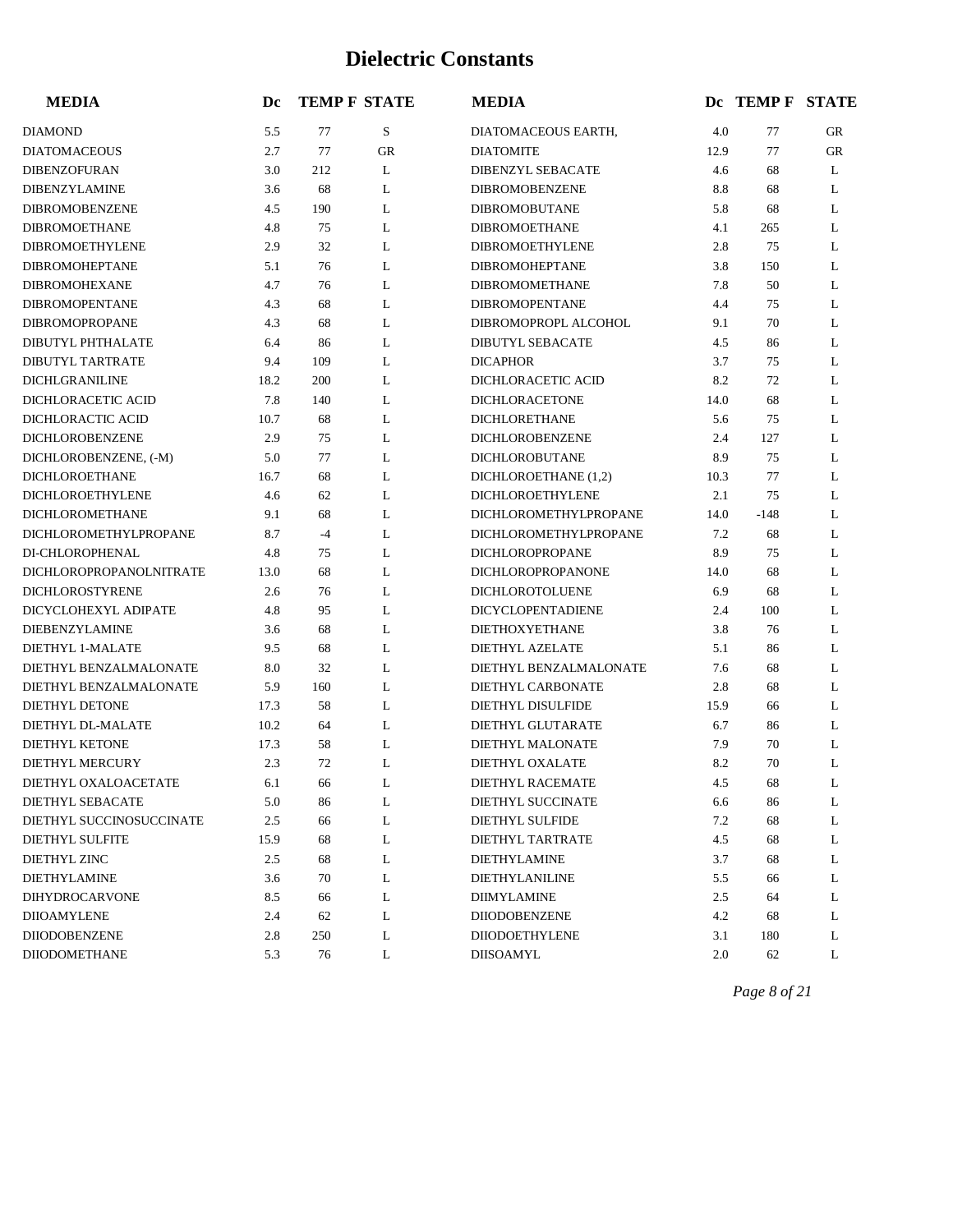# Dielectric Constants

| MEDIA | Dc | TEMP F | STATE | MEDIA | Dc | TEMP F | STATE |
|---|---|---|---|---|---|---|---|
| DIAMOND | 5.5 | 77 | S | DIATOMACEOUS EARTH, | 4.0 | 77 | GR |
| DIATOMACEOUS | 2.7 | 77 | GR | DIATOMITE | 12.9 | 77 | GR |
| DIBENZOFURAN | 3.0 | 212 | L | DIBENZYL SEBACATE | 4.6 | 68 | L |
| DIBENZYLAMINE | 3.6 | 68 | L | DIBROMOBENZENE | 8.8 | 68 | L |
| DIBROMOBENZENE | 4.5 | 190 | L | DIBROMOBUTANE | 5.8 | 68 | L |
| DIBROMOETHANE | 4.8 | 75 | L | DIBROMOETHANE | 4.1 | 265 | L |
| DIBROMOETHYLENE | 2.9 | 32 | L | DIBROMOETHYLENE | 2.8 | 75 | L |
| DIBROMOHEPTANE | 5.1 | 76 | L | DIBROMOHEPTANE | 3.8 | 150 | L |
| DIBROMOHEXANE | 4.7 | 76 | L | DIBROMOMETHANE | 7.8 | 50 | L |
| DIBROMOPENTANE | 4.3 | 68 | L | DIBROMOPENTANE | 4.4 | 75 | L |
| DIBROMOPROPANE | 4.3 | 68 | L | DIBROMOPROPL ALCOHOL | 9.1 | 70 | L |
| DIBUTYL PHTHALATE | 6.4 | 86 | L | DIBUTYL SEBACATE | 4.5 | 86 | L |
| DIBUTYL TARTRATE | 9.4 | 109 | L | DICAPHOR | 3.7 | 75 | L |
| DICHLGRANILINE | 18.2 | 200 | L | DICHLORACETIC ACID | 8.2 | 72 | L |
| DICHLORACETIC ACID | 7.8 | 140 | L | DICHLORACETONE | 14.0 | 68 | L |
| DICHLORACTIC ACID | 10.7 | 68 | L | DICHLORETHANE | 5.6 | 75 | L |
| DICHLOROBENZENE | 2.9 | 75 | L | DICHLOROBENZENE | 2.4 | 127 | L |
| DICHLOROBENZENE, (-M) | 5.0 | 77 | L | DICHLOROBUTANE | 8.9 | 75 | L |
| DICHLOROETHANE | 16.7 | 68 | L | DICHLOROETHANE (1,2) | 10.3 | 77 | L |
| DICHLOROETHYLENE | 4.6 | 62 | L | DICHLOROETHYLENE | 2.1 | 75 | L |
| DICHLOROMETHANE | 9.1 | 68 | L | DICHLOROMETHYLPROPANE | 14.0 | -148 | L |
| DICHLOROMETHYLPROPANE | 8.7 | -4 | L | DICHLOROMETHYLPROPANE | 7.2 | 68 | L |
| DI-CHLOROPHENAL | 4.8 | 75 | L | DICHLOROPROPANE | 8.9 | 75 | L |
| DICHLOROPROPANOLNITRATE | 13.0 | 68 | L | DICHLOROPROPANONE | 14.0 | 68 | L |
| DICHLOROSTYRENE | 2.6 | 76 | L | DICHLOROTOLUENE | 6.9 | 68 | L |
| DICYCLOHEXYL ADIPATE | 4.8 | 95 | L | DICYCLOPENTADIENE | 2.4 | 100 | L |
| DIEBENZYLAMINE | 3.6 | 68 | L | DIETHOXYETHANE | 3.8 | 76 | L |
| DIETHYL 1-MALATE | 9.5 | 68 | L | DIETHYL AZELATE | 5.1 | 86 | L |
| DIETHYL BENZALMALONATE | 8.0 | 32 | L | DIETHYL BENZALMALONATE | 7.6 | 68 | L |
| DIETHYL BENZALMALONATE | 5.9 | 160 | L | DIETHYL CARBONATE | 2.8 | 68 | L |
| DIETHYL DETONE | 17.3 | 58 | L | DIETHYL DISULFIDE | 15.9 | 66 | L |
| DIETHYL DL-MALATE | 10.2 | 64 | L | DIETHYL GLUTARATE | 6.7 | 86 | L |
| DIETHYL KETONE | 17.3 | 58 | L | DIETHYL MALONATE | 7.9 | 70 | L |
| DIETHYL MERCURY | 2.3 | 72 | L | DIETHYL OXALATE | 8.2 | 70 | L |
| DIETHYL OXALOACETATE | 6.1 | 66 | L | DIETHYL RACEMATE | 4.5 | 68 | L |
| DIETHYL SEBACATE | 5.0 | 86 | L | DIETHYL SUCCINATE | 6.6 | 86 | L |
| DIETHYL SUCCINOSUCCINATE | 2.5 | 66 | L | DIETHYL SULFIDE | 7.2 | 68 | L |
| DIETHYL SULFITE | 15.9 | 68 | L | DIETHYL TARTRATE | 4.5 | 68 | L |
| DIETHYL ZINC | 2.5 | 68 | L | DIETHYLAMINE | 3.7 | 68 | L |
| DIETHYLAMINE | 3.6 | 70 | L | DIETHYLANILINE | 5.5 | 66 | L |
| DIHYDROCARVONE | 8.5 | 66 | L | DIIMYLAMINE | 2.5 | 64 | L |
| DIIOAMYLENE | 2.4 | 62 | L | DIIODOBENZENE | 4.2 | 68 | L |
| DIIODOBENZENE | 2.8 | 250 | L | DIIODOETHYLENE | 3.1 | 180 | L |
| DIIODOMETHANE | 5.3 | 76 | L | DIISOAMYL | 2.0 | 62 | L |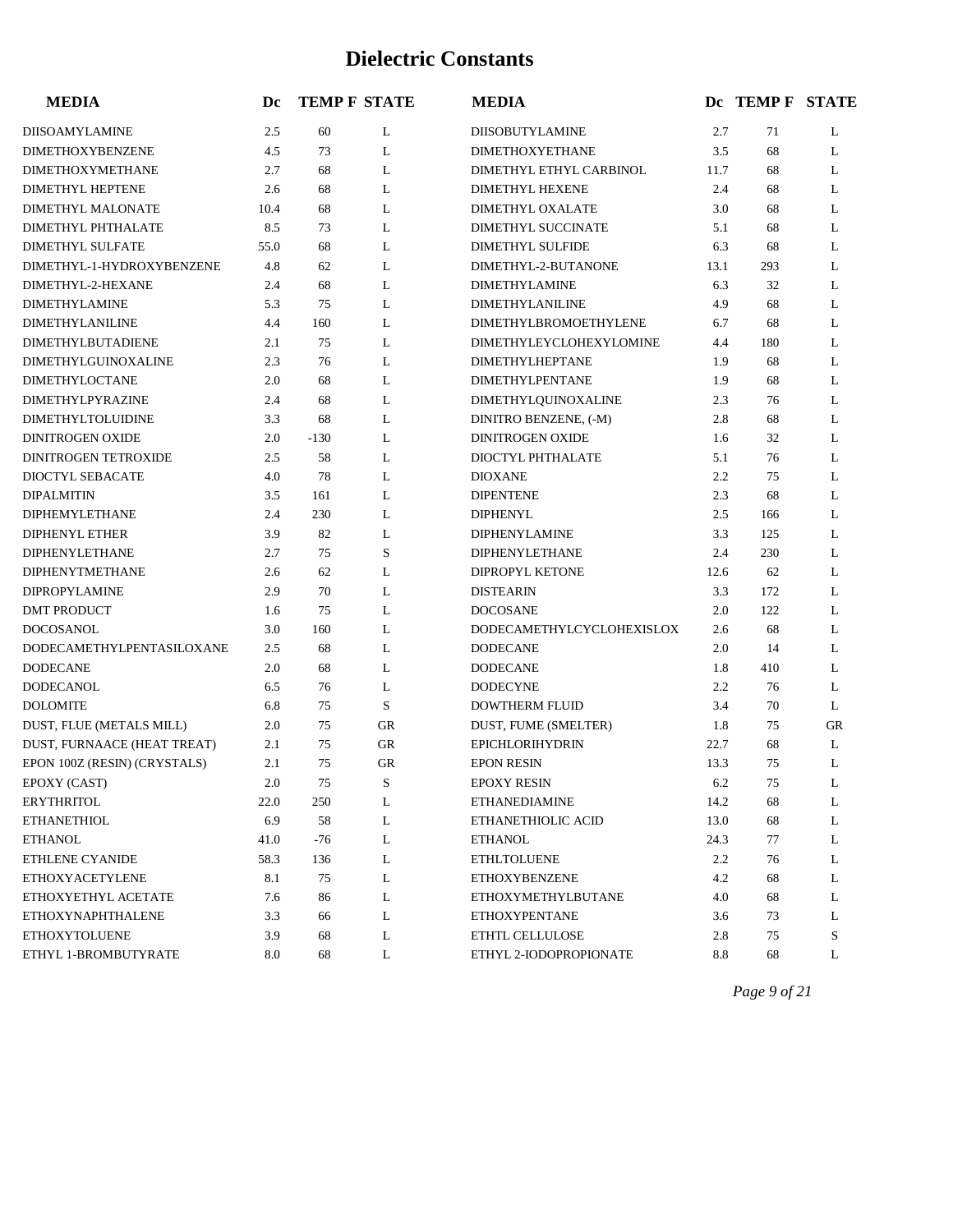# Dielectric Constants

| MEDIA | Dc | TEMP F | STATE | MEDIA | Dc | TEMP F | STATE |
|---|---|---|---|---|---|---|---|
| DIISOAMYLAMINE | 2.5 | 60 | L | DIISOBUTYLAMINE | 2.7 | 71 | L |
| DIMETHOXYBENZENE | 4.5 | 73 | L | DIMETHOXYETHANE | 3.5 | 68 | L |
| DIMETHOXYMETHANE | 2.7 | 68 | L | DIMETHYL ETHYL CARBINOL | 11.7 | 68 | L |
| DIMETHYL HEPTENE | 2.6 | 68 | L | DIMETHYL HEXENE | 2.4 | 68 | L |
| DIMETHYL MALONATE | 10.4 | 68 | L | DIMETHYL OXALATE | 3.0 | 68 | L |
| DIMETHYL PHTHALATE | 8.5 | 73 | L | DIMETHYL SUCCINATE | 5.1 | 68 | L |
| DIMETHYL SULFATE | 55.0 | 68 | L | DIMETHYL SULFIDE | 6.3 | 68 | L |
| DIMETHYL-1-HYDROXYBENZENE | 4.8 | 62 | L | DIMETHYL-2-BUTANONE | 13.1 | 293 | L |
| DIMETHYL-2-HEXANE | 2.4 | 68 | L | DIMETHYLAMINE | 6.3 | 32 | L |
| DIMETHYLAMINE | 5.3 | 75 | L | DIMETHYLANILINE | 4.9 | 68 | L |
| DIMETHYLANILINE | 4.4 | 160 | L | DIMETHYLBROMOETHYLENE | 6.7 | 68 | L |
| DIMETHYLBUTADIENE | 2.1 | 75 | L | DIMETHYLEYCLOHEXYLOMINE | 4.4 | 180 | L |
| DIMETHYLGUINOXALINE | 2.3 | 76 | L | DIMETHYLHEPTANE | 1.9 | 68 | L |
| DIMETHYLOCTANE | 2.0 | 68 | L | DIMETHYLPENTANE | 1.9 | 68 | L |
| DIMETHYLPYRAZINE | 2.4 | 68 | L | DIMETHYLQUINOXALINE | 2.3 | 76 | L |
| DIMETHYLTOLUIDINE | 3.3 | 68 | L | DINITRO BENZENE, (-M) | 2.8 | 68 | L |
| DINITROGEN OXIDE | 2.0 | -130 | L | DINITROGEN OXIDE | 1.6 | 32 | L |
| DINITROGEN TETROXIDE | 2.5 | 58 | L | DIOCTYL PHTHALATE | 5.1 | 76 | L |
| DIOCTYL SEBACATE | 4.0 | 78 | L | DIOXANE | 2.2 | 75 | L |
| DIPALMITIN | 3.5 | 161 | L | DIPENTENE | 2.3 | 68 | L |
| DIPHEMYLETHANE | 2.4 | 230 | L | DIPHENYL | 2.5 | 166 | L |
| DIPHENYL ETHER | 3.9 | 82 | L | DIPHENYLAMINE | 3.3 | 125 | L |
| DIPHENYLETHANE | 2.7 | 75 | S | DIPHENYLETHANE | 2.4 | 230 | L |
| DIPHENYTMETHANE | 2.6 | 62 | L | DIPROPYL KETONE | 12.6 | 62 | L |
| DIPROPYLAMINE | 2.9 | 70 | L | DISTEARIN | 3.3 | 172 | L |
| DMT PRODUCT | 1.6 | 75 | L | DOCOSANE | 2.0 | 122 | L |
| DOCOSANOL | 3.0 | 160 | L | DODECAMETHYLCYCLOHEXISLOX | 2.6 | 68 | L |
| DODECAMETHYLPENTASILOXANE | 2.5 | 68 | L | DODECANE | 2.0 | 14 | L |
| DODECANE | 2.0 | 68 | L | DODECANE | 1.8 | 410 | L |
| DODECANOL | 6.5 | 76 | L | DODECYNE | 2.2 | 76 | L |
| DOLOMITE | 6.8 | 75 | S | DOWTHERM FLUID | 3.4 | 70 | L |
| DUST, FLUE (METALS MILL) | 2.0 | 75 | GR | DUST, FUME (SMELTER) | 1.8 | 75 | GR |
| DUST, FURNAACE (HEAT TREAT) | 2.1 | 75 | GR | EPICHLORIHYDRIN | 22.7 | 68 | L |
| EPON 100Z (RESIN) (CRYSTALS) | 2.1 | 75 | GR | EPON RESIN | 13.3 | 75 | L |
| EPOXY (CAST) | 2.0 | 75 | S | EPOXY RESIN | 6.2 | 75 | L |
| ERYTHRITOL | 22.0 | 250 | L | ETHANEDIAMINE | 14.2 | 68 | L |
| ETHANETHIOL | 6.9 | 58 | L | ETHANETHIOLIC ACID | 13.0 | 68 | L |
| ETHANOL | 41.0 | -76 | L | ETHANOL | 24.3 | 77 | L |
| ETHLENE CYANIDE | 58.3 | 136 | L | ETHLTOLUENE | 2.2 | 76 | L |
| ETHOXYACETYLENE | 8.1 | 75 | L | ETHOXYBENZENE | 4.2 | 68 | L |
| ETHOXYETHYL ACETATE | 7.6 | 86 | L | ETHOXYMETHYLBUTANE | 4.0 | 68 | L |
| ETHOXYNAPHTHALENE | 3.3 | 66 | L | ETHOXYPENTANE | 3.6 | 73 | L |
| ETHOXYTOLUENE | 3.9 | 68 | L | ETHTL CELLULOSE | 2.8 | 75 | S |
| ETHYL 1-BROMBUTYRATE | 8.0 | 68 | L | ETHYL 2-IODOPROPIONATE | 8.8 | 68 | L |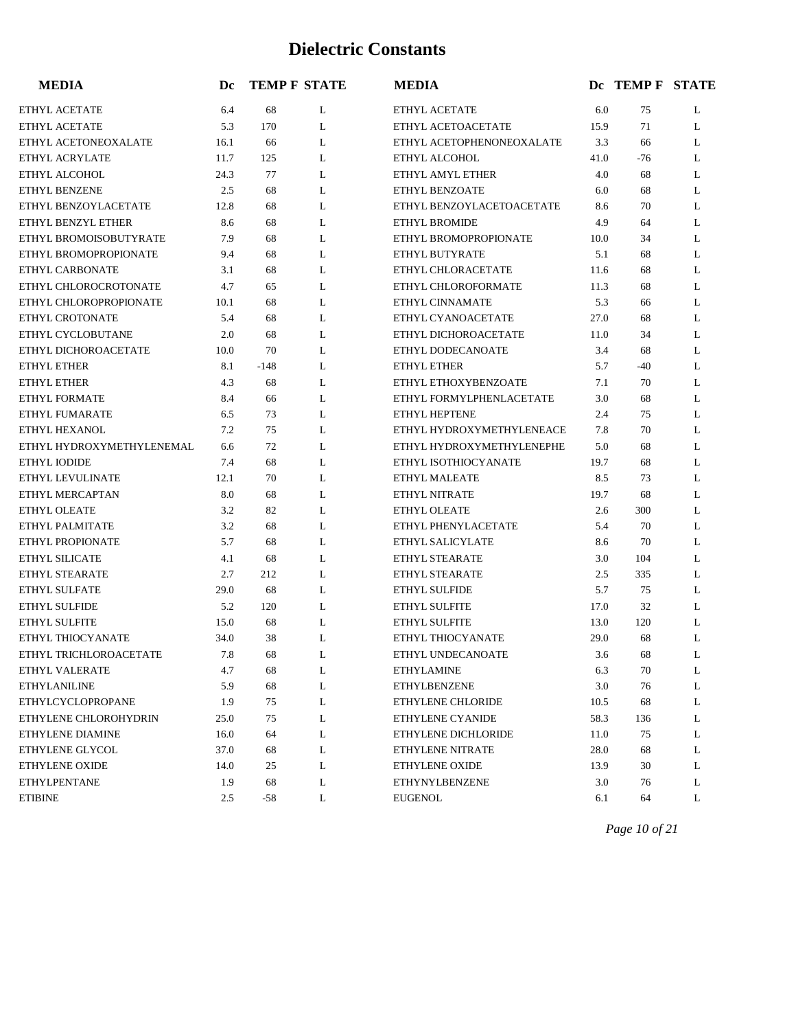# Dielectric Constants

| MEDIA | Dc | TEMP F | STATE | MEDIA | Dc | TEMP F | STATE |
|---|---|---|---|---|---|---|---|
| ETHYL ACETATE | 6.4 | 68 | L | ETHYL ACETATE | 6.0 | 75 | L |
| ETHYL ACETATE | 5.3 | 170 | L | ETHYL ACETOACETATE | 15.9 | 71 | L |
| ETHYL ACETONEOXALATE | 16.1 | 66 | L | ETHYL ACETOPHENONEOXALATE | 3.3 | 66 | L |
| ETHYL ACRYLATE | 11.7 | 125 | L | ETHYL ALCOHOL | 41.0 | -76 | L |
| ETHYL ALCOHOL | 24.3 | 77 | L | ETHYL AMYL ETHER | 4.0 | 68 | L |
| ETHYL BENZENE | 2.5 | 68 | L | ETHYL BENZOATE | 6.0 | 68 | L |
| ETHYL BENZOYLACETATE | 12.8 | 68 | L | ETHYL BENZOYLACETOACETATE | 8.6 | 70 | L |
| ETHYL BENZYL ETHER | 8.6 | 68 | L | ETHYL BROMIDE | 4.9 | 64 | L |
| ETHYL BROMOISOBUTYRATE | 7.9 | 68 | L | ETHYL BROMOPROPIONATE | 10.0 | 34 | L |
| ETHYL BROMOPROPIONATE | 9.4 | 68 | L | ETHYL BUTYRATE | 5.1 | 68 | L |
| ETHYL CARBONATE | 3.1 | 68 | L | ETHYL CHLORACETATE | 11.6 | 68 | L |
| ETHYL CHLOROCROTONATE | 4.7 | 65 | L | ETHYL CHLOROFORMATE | 11.3 | 68 | L |
| ETHYL CHLOROPROPIONATE | 10.1 | 68 | L | ETHYL CINNAMATE | 5.3 | 66 | L |
| ETHYL CROTONATE | 5.4 | 68 | L | ETHYL CYANOACETATE | 27.0 | 68 | L |
| ETHYL CYCLOBUTANE | 2.0 | 68 | L | ETHYL DICHOROACETATE | 11.0 | 34 | L |
| ETHYL DICHOROACETATE | 10.0 | 70 | L | ETHYL DODECANOATE | 3.4 | 68 | L |
| ETHYL ETHER | 8.1 | -148 | L | ETHYL ETHER | 5.7 | -40 | L |
| ETHYL ETHER | 4.3 | 68 | L | ETHYL ETHOXYBENZOATE | 7.1 | 70 | L |
| ETHYL FORMATE | 8.4 | 66 | L | ETHYL FORMYLPHENLACETATE | 3.0 | 68 | L |
| ETHYL FUMARATE | 6.5 | 73 | L | ETHYL HEPTENE | 2.4 | 75 | L |
| ETHYL HEXANOL | 7.2 | 75 | L | ETHYL HYDROXYMETHYLENEACE | 7.8 | 70 | L |
| ETHYL HYDROXYMETHYLENEMAL | 6.6 | 72 | L | ETHYL HYDROXYMETHYLENEPHE | 5.0 | 68 | L |
| ETHYL IODIDE | 7.4 | 68 | L | ETHYL ISOTHIOCYANATE | 19.7 | 68 | L |
| ETHYL LEVULINATE | 12.1 | 70 | L | ETHYL MALEATE | 8.5 | 73 | L |
| ETHYL MERCAPTAN | 8.0 | 68 | L | ETHYL NITRATE | 19.7 | 68 | L |
| ETHYL OLEATE | 3.2 | 82 | L | ETHYL OLEATE | 2.6 | 300 | L |
| ETHYL PALMITATE | 3.2 | 68 | L | ETHYL PHENYLACETATE | 5.4 | 70 | L |
| ETHYL PROPIONATE | 5.7 | 68 | L | ETHYL SALICYLATE | 8.6 | 70 | L |
| ETHYL SILICATE | 4.1 | 68 | L | ETHYL STEARATE | 3.0 | 104 | L |
| ETHYL STEARATE | 2.7 | 212 | L | ETHYL STEARATE | 2.5 | 335 | L |
| ETHYL SULFATE | 29.0 | 68 | L | ETHYL SULFIDE | 5.7 | 75 | L |
| ETHYL SULFIDE | 5.2 | 120 | L | ETHYL SULFITE | 17.0 | 32 | L |
| ETHYL SULFITE | 15.0 | 68 | L | ETHYL SULFITE | 13.0 | 120 | L |
| ETHYL THIOCYANATE | 34.0 | 38 | L | ETHYL THIOCYANATE | 29.0 | 68 | L |
| ETHYL TRICHLOROACETATE | 7.8 | 68 | L | ETHYL UNDECANOATE | 3.6 | 68 | L |
| ETHYL VALERATE | 4.7 | 68 | L | ETHYLAMINE | 6.3 | 70 | L |
| ETHYLANILINE | 5.9 | 68 | L | ETHYLBENZENE | 3.0 | 76 | L |
| ETHYLCYCLOPROPANE | 1.9 | 75 | L | ETHYLENE CHLORIDE | 10.5 | 68 | L |
| ETHYLENE CHLOROHYDRIN | 25.0 | 75 | L | ETHYLENE CYANIDE | 58.3 | 136 | L |
| ETHYLENE DIAMINE | 16.0 | 64 | L | ETHYLENE DICHLORIDE | 11.0 | 75 | L |
| ETHYLENE GLYCOL | 37.0 | 68 | L | ETHYLENE NITRATE | 28.0 | 68 | L |
| ETHYLENE OXIDE | 14.0 | 25 | L | ETHYLENE OXIDE | 13.9 | 30 | L |
| ETHYLPENTANE | 1.9 | 68 | L | ETHYNYLBENZENE | 3.0 | 76 | L |
| ETIBINE | 2.5 | -58 | L | EUGENOL | 6.1 | 64 | L |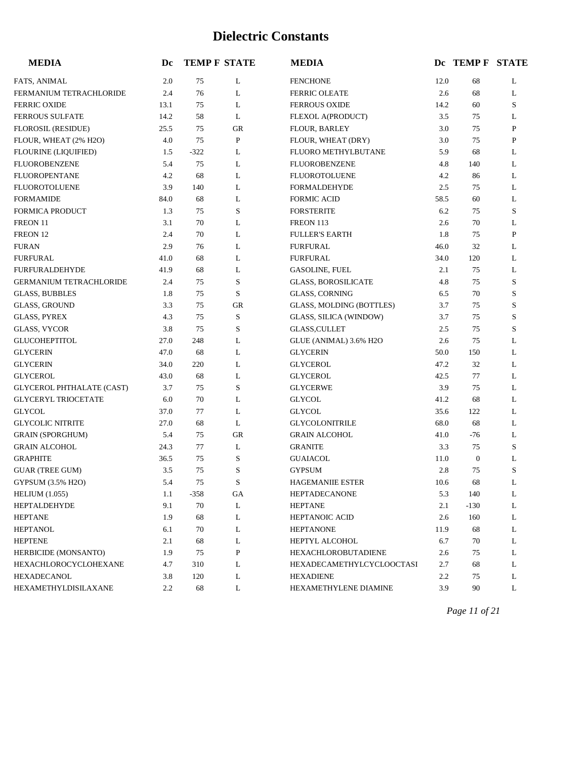# Dielectric Constants

| MEDIA | Dc | TEMP F | STATE | MEDIA | Dc | TEMP F | STATE |
|---|---|---|---|---|---|---|---|
| FATS, ANIMAL | 2.0 | 75 | L | FENCHONE | 12.0 | 68 | L |
| FERMANIUM TETRACHLORIDE | 2.4 | 76 | L | FERRIC OLEATE | 2.6 | 68 | L |
| FERRIC OXIDE | 13.1 | 75 | L | FERROUS OXIDE | 14.2 | 60 | S |
| FERROUS SULFATE | 14.2 | 58 | L | FLEXOL A(PRODUCT) | 3.5 | 75 | L |
| FLOROSIL (RESIDUE) | 25.5 | 75 | GR | FLOUR, BARLEY | 3.0 | 75 | P |
| FLOUR, WHEAT (2% H2O) | 4.0 | 75 | P | FLOUR, WHEAT (DRY) | 3.0 | 75 | P |
| FLOURINE (LIQUIFIED) | 1.5 | -322 | L | FLUORO METHYLBUTANE | 5.9 | 68 | L |
| FLUOROBENZENE | 5.4 | 75 | L | FLUOROBENZENE | 4.8 | 140 | L |
| FLUOROPENTANE | 4.2 | 68 | L | FLUOROTOLUENE | 4.2 | 86 | L |
| FLUOROTOLUENE | 3.9 | 140 | L | FORMALDEHYDE | 2.5 | 75 | L |
| FORMAMIDE | 84.0 | 68 | L | FORMIC ACID | 58.5 | 60 | L |
| FORMICA PRODUCT | 1.3 | 75 | S | FORSTERITE | 6.2 | 75 | S |
| FREON 11 | 3.1 | 70 | L | FREON 113 | 2.6 | 70 | L |
| FREON 12 | 2.4 | 70 | L | FULLER'S EARTH | 1.8 | 75 | P |
| FURAN | 2.9 | 76 | L | FURFURAL | 46.0 | 32 | L |
| FURFURAL | 41.0 | 68 | L | FURFURAL | 34.0 | 120 | L |
| FURFURALDEHYDE | 41.9 | 68 | L | GASOLINE, FUEL | 2.1 | 75 | L |
| GERMANIUM TETRACHLORIDE | 2.4 | 75 | S | GLASS, BOROSILICATE | 4.8 | 75 | S |
| GLASS, BUBBLES | 1.8 | 75 | S | GLASS, CORNING | 6.5 | 70 | S |
| GLASS, GROUND | 3.3 | 75 | GR | GLASS, MOLDING (BOTTLES) | 3.7 | 75 | S |
| GLASS, PYREX | 4.3 | 75 | S | GLASS, SILICA (WINDOW) | 3.7 | 75 | S |
| GLASS, VYCOR | 3.8 | 75 | S | GLASS,CULLET | 2.5 | 75 | S |
| GLUCOHEPTITOL | 27.0 | 248 | L | GLUE (ANIMAL) 3.6% H2O | 2.6 | 75 | L |
| GLYCERIN | 47.0 | 68 | L | GLYCERIN | 50.0 | 150 | L |
| GLYCERIN | 34.0 | 220 | L | GLYCEROL | 47.2 | 32 | L |
| GLYCEROL | 43.0 | 68 | L | GLYCEROL | 42.5 | 77 | L |
| GLYCEROL PHTHALATE (CAST) | 3.7 | 75 | S | GLYCERWE | 3.9 | 75 | L |
| GLYCERYL TRIOCETATE | 6.0 | 70 | L | GLYCOL | 41.2 | 68 | L |
| GLYCOL | 37.0 | 77 | L | GLYCOL | 35.6 | 122 | L |
| GLYCOLIC NITRITE | 27.0 | 68 | L | GLYCOLONITRILE | 68.0 | 68 | L |
| GRAIN (SPORGHUM) | 5.4 | 75 | GR | GRAIN ALCOHOL | 41.0 | -76 | L |
| GRAIN ALCOHOL | 24.3 | 77 | L | GRANITE | 3.3 | 75 | S |
| GRAPHITE | 36.5 | 75 | S | GUAIACOL | 11.0 | 0 | L |
| GUAR (TREE GUM) | 3.5 | 75 | S | GYPSUM | 2.8 | 75 | S |
| GYPSUM (3.5% H2O) | 5.4 | 75 | S | HAGEMANIIE ESTER | 10.6 | 68 | L |
| HELIUM (1.055) | 1.1 | -358 | GA | HEPTADECANONE | 5.3 | 140 | L |
| HEPTALDEHYDE | 9.1 | 70 | L | HEPTANE | 2.1 | -130 | L |
| HEPTANE | 1.9 | 68 | L | HEPTANOIC ACID | 2.6 | 160 | L |
| HEPTANOL | 6.1 | 70 | L | HEPTANONE | 11.9 | 68 | L |
| HEPTENE | 2.1 | 68 | L | HEPTYL ALCOHOL | 6.7 | 70 | L |
| HERBICIDE (MONSANTO) | 1.9 | 75 | P | HEXACHLOROBUTADIENE | 2.6 | 75 | L |
| HEXACHLOROCYCLOHEXANE | 4.7 | 310 | L | HEXADECAMETHYLCYCLOOCTASI | 2.7 | 68 | L |
| HEXADECANOL | 3.8 | 120 | L | HEXADIENE | 2.2 | 75 | L |
| HEXAMETHYLDISILAXANE | 2.2 | 68 | L | HEXAMETHYLENE DIAMINE | 3.9 | 90 | L |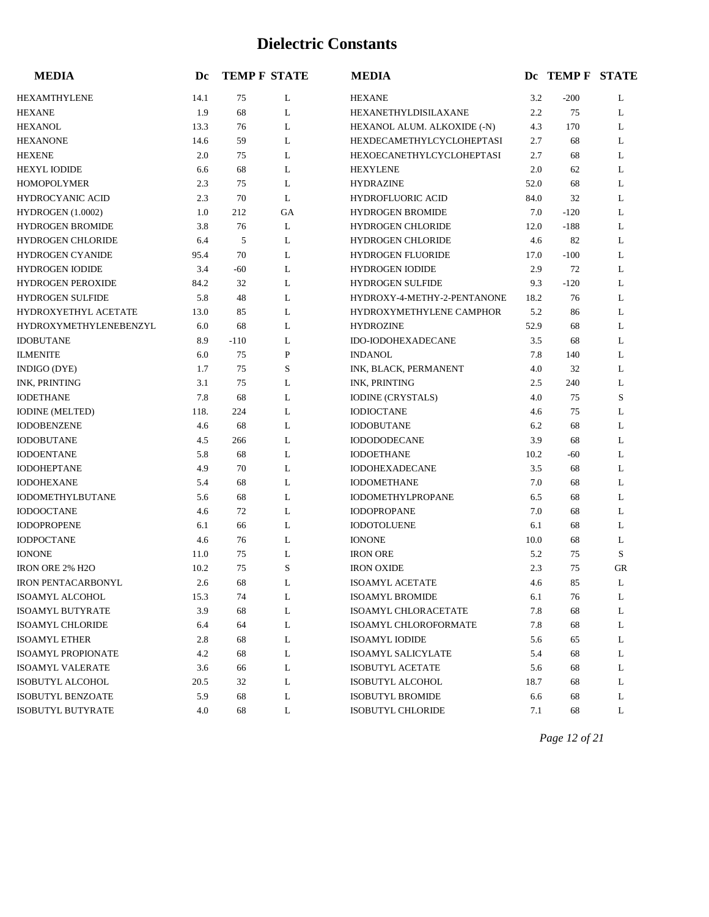# Dielectric Constants

| MEDIA | Dc | TEMP F | STATE | MEDIA | Dc | TEMP F | STATE |
|---|---|---|---|---|---|---|---|
| HEXAMTHYLENE | 14.1 | 75 | L | HEXANE | 3.2 | -200 | L |
| HEXANE | 1.9 | 68 | L | HEXANETHYLDISILAXANE | 2.2 | 75 | L |
| HEXANOL | 13.3 | 76 | L | HEXANOL ALUM. ALKOXIDE (-N) | 4.3 | 170 | L |
| HEXANONE | 14.6 | 59 | L | HEXDECAMETHYLCYCLOHEPTASI | 2.7 | 68 | L |
| HEXENE | 2.0 | 75 | L | HEXOECANETHYLCYCLOHEPTASI | 2.7 | 68 | L |
| HEXYL IODIDE | 6.6 | 68 | L | HEXYLENE | 2.0 | 62 | L |
| HOMOPOLYMER | 2.3 | 75 | L | HYDRAZINE | 52.0 | 68 | L |
| HYDROCYANIC ACID | 2.3 | 70 | L | HYDROFLUORIC ACID | 84.0 | 32 | L |
| HYDROGEN (1.0002) | 1.0 | 212 | GA | HYDROGEN BROMIDE | 7.0 | -120 | L |
| HYDROGEN BROMIDE | 3.8 | 76 | L | HYDROGEN CHLORIDE | 12.0 | -188 | L |
| HYDROGEN CHLORIDE | 6.4 | 5 | L | HYDROGEN CHLORIDE | 4.6 | 82 | L |
| HYDROGEN CYANIDE | 95.4 | 70 | L | HYDROGEN FLUORIDE | 17.0 | -100 | L |
| HYDROGEN IODIDE | 3.4 | -60 | L | HYDROGEN IODIDE | 2.9 | 72 | L |
| HYDROGEN PEROXIDE | 84.2 | 32 | L | HYDROGEN SULFIDE | 9.3 | -120 | L |
| HYDROGEN SULFIDE | 5.8 | 48 | L | HYDROXY-4-METHY-2-PENTANONE | 18.2 | 76 | L |
| HYDROXYETHYL ACETATE | 13.0 | 85 | L | HYDROXYMETHYLENE CAMPHOR | 5.2 | 86 | L |
| HYDROXYMETHYLENEBENZYL | 6.0 | 68 | L | HYDROZINE | 52.9 | 68 | L |
| IDOBUTANE | 8.9 | -110 | L | IDO-IODOHEXADECANE | 3.5 | 68 | L |
| ILMENITE | 6.0 | 75 | P | INDANOL | 7.8 | 140 | L |
| INDIGO (DYE) | 1.7 | 75 | S | INK, BLACK, PERMANENT | 4.0 | 32 | L |
| INK, PRINTING | 3.1 | 75 | L | INK, PRINTING | 2.5 | 240 | L |
| IODETHANE | 7.8 | 68 | L | IODINE (CRYSTALS) | 4.0 | 75 | S |
| IODINE (MELTED) | 118. | 224 | L | IODIOCTANE | 4.6 | 75 | L |
| IODOBENZENE | 4.6 | 68 | L | IODOBUTANE | 6.2 | 68 | L |
| IODOBUTANE | 4.5 | 266 | L | IODODODECANE | 3.9 | 68 | L |
| IODOENTANE | 5.8 | 68 | L | IODOETHANE | 10.2 | -60 | L |
| IODOHEPTANE | 4.9 | 70 | L | IODOHEXADECANE | 3.5 | 68 | L |
| IODOHEXANE | 5.4 | 68 | L | IODOMETHANE | 7.0 | 68 | L |
| IODOMETHYLBUTANE | 5.6 | 68 | L | IODOMETHYLPROPANE | 6.5 | 68 | L |
| IODOOCTANE | 4.6 | 72 | L | IODOPROPANE | 7.0 | 68 | L |
| IODOPROPENE | 6.1 | 66 | L | IODOTOLUENE | 6.1 | 68 | L |
| IODPOCTANE | 4.6 | 76 | L | IONONE | 10.0 | 68 | L |
| IONONE | 11.0 | 75 | L | IRON ORE | 5.2 | 75 | S |
| IRON ORE 2% H2O | 10.2 | 75 | S | IRON OXIDE | 2.3 | 75 | GR |
| IRON PENTACARBONYL | 2.6 | 68 | L | ISOAMYL ACETATE | 4.6 | 85 | L |
| ISOAMYL ALCOHOL | 15.3 | 74 | L | ISOAMYL BROMIDE | 6.1 | 76 | L |
| ISOAMYL BUTYRATE | 3.9 | 68 | L | ISOAMYL CHLORACETATE | 7.8 | 68 | L |
| ISOAMYL CHLORIDE | 6.4 | 64 | L | ISOAMYL CHLOROFORMATE | 7.8 | 68 | L |
| ISOAMYL ETHER | 2.8 | 68 | L | ISOAMYL IODIDE | 5.6 | 65 | L |
| ISOAMYL PROPIONATE | 4.2 | 68 | L | ISOAMYL SALICYLATE | 5.4 | 68 | L |
| ISOAMYL VALERATE | 3.6 | 66 | L | ISOBUTYL ACETATE | 5.6 | 68 | L |
| ISOBUTYL ALCOHOL | 20.5 | 32 | L | ISOBUTYL ALCOHOL | 18.7 | 68 | L |
| ISOBUTYL BENZOATE | 5.9 | 68 | L | ISOBUTYL BROMIDE | 6.6 | 68 | L |
| ISOBUTYL BUTYRATE | 4.0 | 68 | L | ISOBUTYL CHLORIDE | 7.1 | 68 | L |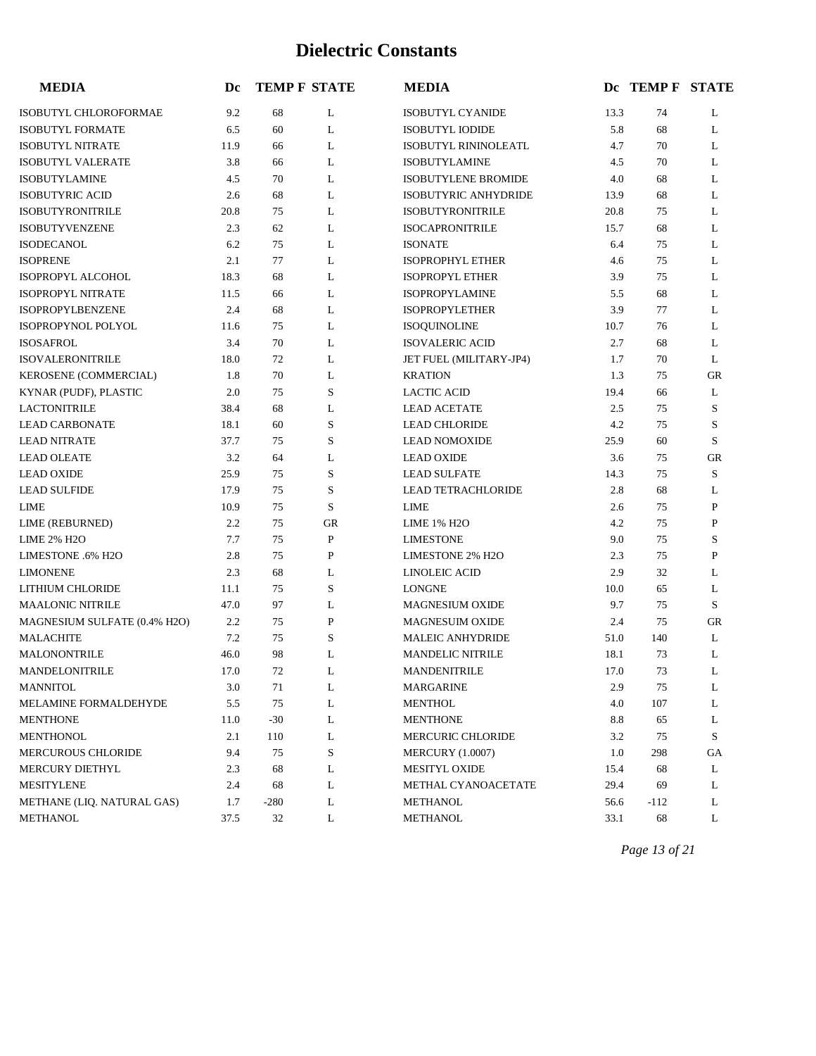# Dielectric Constants

| MEDIA | Dc | TEMP F | STATE |
|---|---|---|---|
| ISOBUTYL CHLOROFORMAE | 9.2 | 68 | L |
| ISOBUTYL FORMATE | 6.5 | 60 | L |
| ISOBUTYL NITRATE | 11.9 | 66 | L |
| ISOBUTYL VALERATE | 3.8 | 66 | L |
| ISOBUTYLAMINE | 4.5 | 70 | L |
| ISOBUTYRIC ACID | 2.6 | 68 | L |
| ISOBUTYRONITRILE | 20.8 | 75 | L |
| ISOBUTYVENZENE | 2.3 | 62 | L |
| ISODECANOL | 6.2 | 75 | L |
| ISOPRENE | 2.1 | 77 | L |
| ISOPROPYL ALCOHOL | 18.3 | 68 | L |
| ISOPROPYL NITRATE | 11.5 | 66 | L |
| ISOPROPYLBENZENE | 2.4 | 68 | L |
| ISOPROPYNOL POLYOL | 11.6 | 75 | L |
| ISOSAFROL | 3.4 | 70 | L |
| ISOVALERONITRILE | 18.0 | 72 | L |
| KEROSENE (COMMERCIAL) | 1.8 | 70 | L |
| KYNAR (PUDF), PLASTIC | 2.0 | 75 | S |
| LACTONITRILE | 38.4 | 68 | L |
| LEAD CARBONATE | 18.1 | 60 | S |
| LEAD NITRATE | 37.7 | 75 | S |
| LEAD OLEATE | 3.2 | 64 | L |
| LEAD OXIDE | 25.9 | 75 | S |
| LEAD SULFIDE | 17.9 | 75 | S |
| LIME | 10.9 | 75 | S |
| LIME (REBURNED) | 2.2 | 75 | GR |
| LIME 2% H2O | 7.7 | 75 | P |
| LIMESTONE .6% H2O | 2.8 | 75 | P |
| LIMONENE | 2.3 | 68 | L |
| LITHIUM CHLORIDE | 11.1 | 75 | S |
| MAALONIC NITRILE | 47.0 | 97 | L |
| MAGNESIUM SULFATE (0.4% H2O) | 2.2 | 75 | P |
| MALACHITE | 7.2 | 75 | S |
| MALONONTRILE | 46.0 | 98 | L |
| MANDELONITRILE | 17.0 | 72 | L |
| MANNITOL | 3.0 | 71 | L |
| MELAMINE FORMALDEHYDE | 5.5 | 75 | L |
| MENTHONE | 11.0 | -30 | L |
| MENTHONOL | 2.1 | 110 | L |
| MERCUROUS CHLORIDE | 9.4 | 75 | S |
| MERCURY DIETHYL | 2.3 | 68 | L |
| MESITYLENE | 2.4 | 68 | L |
| METHANE (LIQ. NATURAL GAS) | 1.7 | -280 | L |
| METHANOL | 37.5 | 32 | L |
| ISOBUTYL CYANIDE | 13.3 | 74 | L |
| ISOBUTYL IODIDE | 5.8 | 68 | L |
| ISOBUTYL RININOLEATL | 4.7 | 70 | L |
| ISOBUTYLAMINE | 4.5 | 70 | L |
| ISOBUTYLENE BROMIDE | 4.0 | 68 | L |
| ISOBUTYRIC ANHYDRIDE | 13.9 | 68 | L |
| ISOBUTYRONITRILE | 20.8 | 75 | L |
| ISOCAPRONITRILE | 15.7 | 68 | L |
| ISONATE | 6.4 | 75 | L |
| ISOPROPHYL ETHER | 4.6 | 75 | L |
| ISOPROPYL ETHER | 3.9 | 75 | L |
| ISOPROPYLAMINE | 5.5 | 68 | L |
| ISOPROPYLETHER | 3.9 | 77 | L |
| ISOQUINOLINE | 10.7 | 76 | L |
| ISOVALERIC ACID | 2.7 | 68 | L |
| JET FUEL (MILITARY-JP4) | 1.7 | 70 | L |
| KRATION | 1.3 | 75 | GR |
| LACTIC ACID | 19.4 | 66 | L |
| LEAD ACETATE | 2.5 | 75 | S |
| LEAD CHLORIDE | 4.2 | 75 | S |
| LEAD NOMOXIDE | 25.9 | 60 | S |
| LEAD OXIDE | 3.6 | 75 | GR |
| LEAD SULFATE | 14.3 | 75 | S |
| LEAD TETRACHLORIDE | 2.8 | 68 | L |
| LIME | 2.6 | 75 | P |
| LIME 1% H2O | 4.2 | 75 | P |
| LIMESTONE | 9.0 | 75 | S |
| LIMESTONE 2% H2O | 2.3 | 75 | P |
| LINOLEIC ACID | 2.9 | 32 | L |
| LONGNE | 10.0 | 65 | L |
| MAGNESIUM OXIDE | 9.7 | 75 | S |
| MAGNESUIM OXIDE | 2.4 | 75 | GR |
| MALEIC ANHYDRIDE | 51.0 | 140 | L |
| MANDELIC NITRILE | 18.1 | 73 | L |
| MANDENITRILE | 17.0 | 73 | L |
| MARGARINE | 2.9 | 75 | L |
| MENTHOL | 4.0 | 107 | L |
| MENTHONE | 8.8 | 65 | L |
| MERCURIC CHLORIDE | 3.2 | 75 | S |
| MERCURY (1.0007) | 1.0 | 298 | GA |
| MESITYL OXIDE | 15.4 | 68 | L |
| METHAL CYANOACETATE | 29.4 | 69 | L |
| METHANOL | 56.6 | -112 | L |
| METHANOL | 33.1 | 68 | L |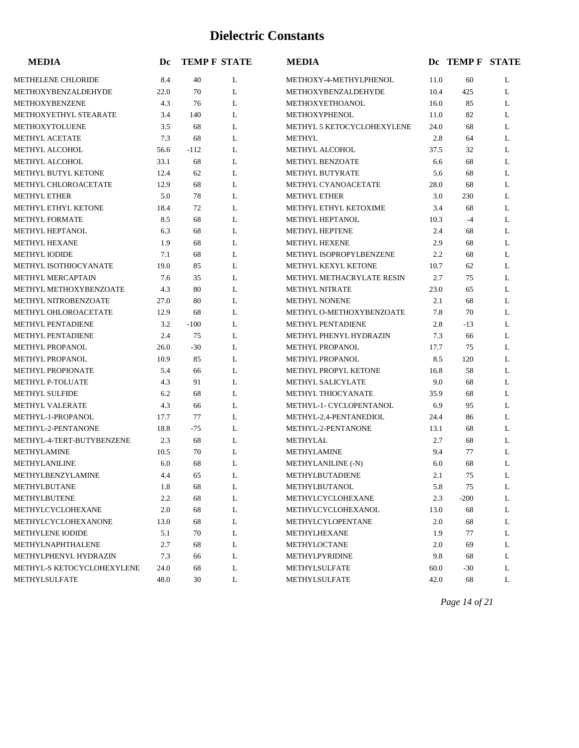# Dielectric Constants

| MEDIA | Dc | TEMP F | STATE |
|---|---|---|---|
| METHELENE CHLORIDE | 8.4 | 40 | L |
| METHOXYBENZALDEHYDE | 22.0 | 70 | L |
| METHOXYBENZENE | 4.3 | 76 | L |
| METHOXYETHYL STEARATE | 3.4 | 140 | L |
| METHOXYTOLUENE | 3.5 | 68 | L |
| METHYL ACETATE | 7.3 | 68 | L |
| METHYL ALCOHOL | 56.6 | -112 | L |
| METHYL ALCOHOL | 33.1 | 68 | L |
| METHYL BUTYL KETONE | 12.4 | 62 | L |
| METHYL CHLOROACETATE | 12.9 | 68 | L |
| METHYL ETHER | 5.0 | 78 | L |
| METHYL ETHYL KETONE | 18.4 | 72 | L |
| METHYL FORMATE | 8.5 | 68 | L |
| METHYL HEPTANOL | 6.3 | 68 | L |
| METHYL HEXANE | 1.9 | 68 | L |
| METHYL IODIDE | 7.1 | 68 | L |
| METHYL ISOTHIOCYANATE | 19.0 | 85 | L |
| METHYL MERCAPTAIN | 7.6 | 35 | L |
| METHYL METHOXYBENZOATE | 4.3 | 80 | L |
| METHYL NITROBENZOATE | 27.0 | 80 | L |
| METHYL OHLOROACETATE | 12.9 | 68 | L |
| METHYL PENTADIENE | 3.2 | -100 | L |
| METHYL PENTADIENE | 2.4 | 75 | L |
| METHYL PROPANOL | 26.0 | -30 | L |
| METHYL PROPANOL | 10.9 | 85 | L |
| METHYL PROPIONATE | 5.4 | 66 | L |
| METHYL P-TOLUATE | 4.3 | 91 | L |
| METHYL SULFIDE | 6.2 | 68 | L |
| METHYL VALERATE | 4.3 | 66 | L |
| METHYL-1-PROPANOL | 17.7 | 77 | L |
| METHYL-2-PENTANONE | 18.8 | -75 | L |
| METHYL-4-TERT-BUTYBENZENE | 2.3 | 68 | L |
| METHYLAMINE | 10.5 | 70 | L |
| METHYLANILINE | 6.0 | 68 | L |
| METHYLBENZYLAMINE | 4.4 | 65 | L |
| METHYLBUTANE | 1.8 | 68 | L |
| METHYLBUTENE | 2.2 | 68 | L |
| METHYLCYCLOHEXANE | 2.0 | 68 | L |
| METHYLCYCLOHEXANONE | 13.0 | 68 | L |
| METHYLENE IODIDE | 5.1 | 70 | L |
| METHYLNAPHTHALENE | 2.7 | 68 | L |
| METHYLPHENYL HYDRAZIN | 7.3 | 66 | L |
| METHYL-S KETOCYCLOHEXYLENE | 24.0 | 68 | L |
| METHYLSULFATE | 48.0 | 30 | L |
| METHOXY-4-METHYLPHENOL | 11.0 | 60 | L |
| METHOXYBENZALDEHYDE | 10.4 | 425 | L |
| METHOXYETHOANOL | 16.0 | 85 | L |
| METHOXYPHENOL | 11.0 | 82 | L |
| METHYL 5 KETOCYCLOHEXYLENE | 24.0 | 68 | L |
| METHYL | 2.8 | 64 | L |
| METHYL ALCOHOL | 37.5 | 32 | L |
| METHYL BENZOATE | 6.6 | 68 | L |
| METHYL BUTYRATE | 5.6 | 68 | L |
| METHYL CYANOACETATE | 28.0 | 68 | L |
| METHYL ETHER | 3.0 | 230 | L |
| METHYL ETHYL KETOXIME | 3.4 | 68 | L |
| METHYL HEPTANOL | 10.3 | -4 | L |
| METHYL HEPTENE | 2.4 | 68 | L |
| METHYL HEXENE | 2.9 | 68 | L |
| METHYL ISOPROPYLBENZENE | 2.2 | 68 | L |
| METHYL KEXYL KETONE | 10.7 | 62 | L |
| METHYL METHACRYLATE RESIN | 2.7 | 75 | L |
| METHYL NITRATE | 23.0 | 65 | L |
| METHYL NONENE | 2.1 | 68 | L |
| METHYL O-METHOXYBENZOATE | 7.8 | 70 | L |
| METHYL PENTADIENE | 2.8 | -13 | L |
| METHYL PHENYL HYDRAZIN | 7.3 | 66 | L |
| METHYL PROPANOL | 17.7 | 75 | L |
| METHYL PROPANOL | 8.5 | 120 | L |
| METHYL PROPYL KETONE | 16.8 | 58 | L |
| METHYL SALICYLATE | 9.0 | 68 | L |
| METHYL THIOCYANATE | 35.9 | 68 | L |
| METHYL-1- CYCLOPENTANOL | 6.9 | 95 | L |
| METHYL-2,4-PENTANEDIOL | 24.4 | 86 | L |
| METHYL-2-PENTANONE | 13.1 | 68 | L |
| METHYLAL | 2.7 | 68 | L |
| METHYLAMINE | 9.4 | 77 | L |
| METHYLANILINE (-N) | 6.0 | 68 | L |
| METHYLBUTADIENE | 2.1 | 75 | L |
| METHYLBUTANOL | 5.8 | 75 | L |
| METHYLCYCLOHEXANE | 2.3 | -200 | L |
| METHYLCYCLOHEXANOL | 13.0 | 68 | L |
| METHYLCYLOPENTANE | 2.0 | 68 | L |
| METHYLHEXANE | 1.9 | 77 | L |
| METHYLOCTANE | 2.0 | 69 | L |
| METHYLPYRIDINE | 9.8 | 68 | L |
| METHYLSULFATE | 60.0 | -30 | L |
| METHYLSULFATE | 42.0 | 68 | L |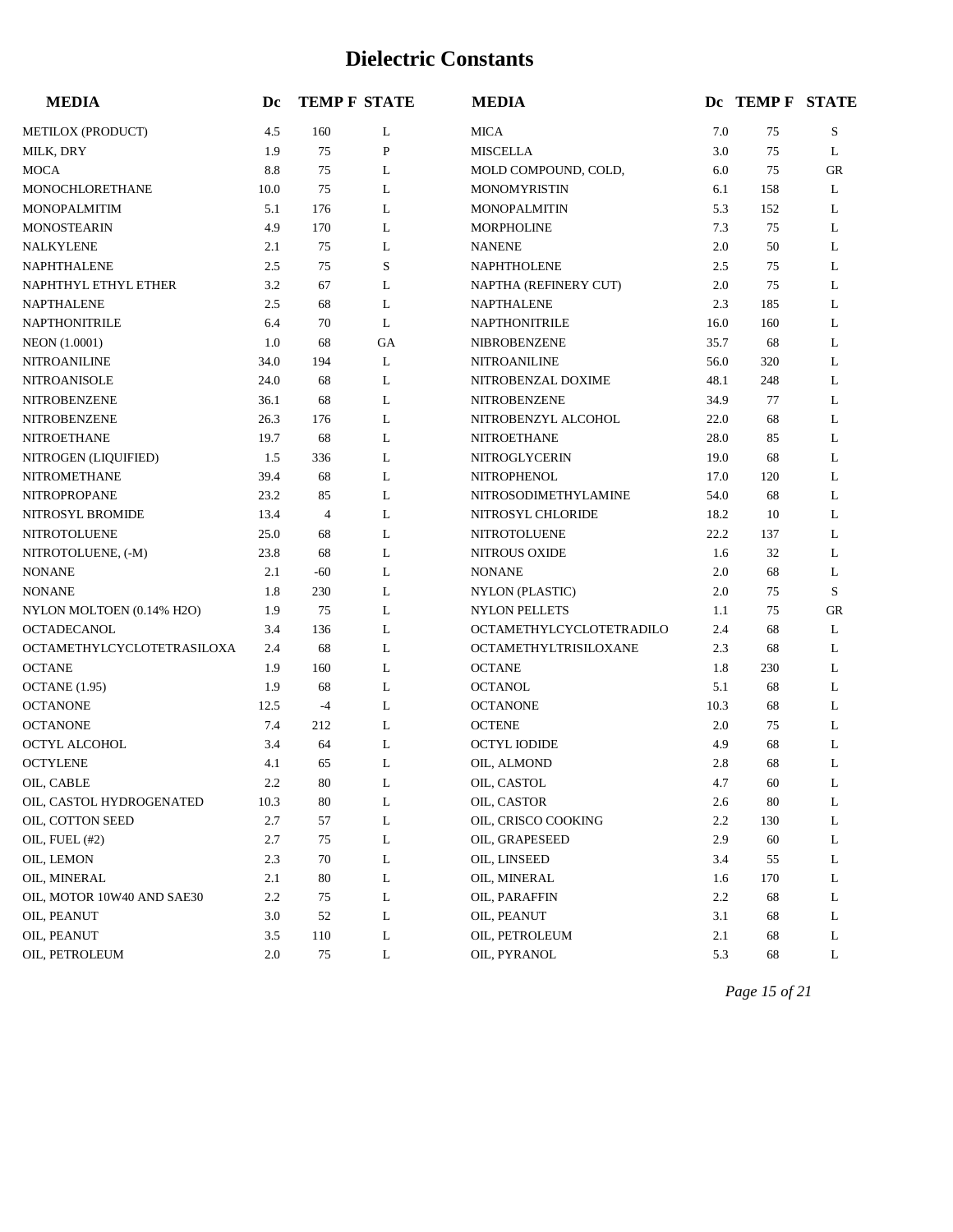# Dielectric Constants

| MEDIA | Dc | TEMP F | STATE | MEDIA | Dc | TEMP F | STATE |
|---|---|---|---|---|---|---|---|
| METILOX (PRODUCT) | 4.5 | 160 | L | MICA | 7.0 | 75 | S |
| MILK, DRY | 1.9 | 75 | P | MISCELLA | 3.0 | 75 | L |
| MOCA | 8.8 | 75 | L | MOLD COMPOUND, COLD, | 6.0 | 75 | GR |
| MONOCHLORETHANE | 10.0 | 75 | L | MONOMYRISTIN | 6.1 | 158 | L |
| MONOPALMITIM | 5.1 | 176 | L | MONOPALMITIN | 5.3 | 152 | L |
| MONOSTEARIN | 4.9 | 170 | L | MORPHOLINE | 7.3 | 75 | L |
| NALKYLENE | 2.1 | 75 | L | NANENE | 2.0 | 50 | L |
| NAPHTHALENE | 2.5 | 75 | S | NAPHTHOLENE | 2.5 | 75 | L |
| NAPHTHYL ETHYL ETHER | 3.2 | 67 | L | NAPTHA (REFINERY CUT) | 2.0 | 75 | L |
| NAPTHALENE | 2.5 | 68 | L | NAPTHALENE | 2.3 | 185 | L |
| NAPTHONITRILE | 6.4 | 70 | L | NAPTHONITRILE | 16.0 | 160 | L |
| NEON (1.0001) | 1.0 | 68 | GA | NIBROBENZENE | 35.7 | 68 | L |
| NITROANILINE | 34.0 | 194 | L | NITROANILINE | 56.0 | 320 | L |
| NITROANISOLE | 24.0 | 68 | L | NITROBENZAL DOXIME | 48.1 | 248 | L |
| NITROBENZENE | 36.1 | 68 | L | NITROBENZENE | 34.9 | 77 | L |
| NITROBENZENE | 26.3 | 176 | L | NITROBENZYL ALCOHOL | 22.0 | 68 | L |
| NITROETHANE | 19.7 | 68 | L | NITROETHANE | 28.0 | 85 | L |
| NITROGEN (LIQUIFIED) | 1.5 | 336 | L | NITROGLYCERIN | 19.0 | 68 | L |
| NITROMETHANE | 39.4 | 68 | L | NITROPHENOL | 17.0 | 120 | L |
| NITROPROPANE | 23.2 | 85 | L | NITROSODIMETHYLAMINE | 54.0 | 68 | L |
| NITROSYL BROMIDE | 13.4 | 4 | L | NITROSYL CHLORIDE | 18.2 | 10 | L |
| NITROTOLUENE | 25.0 | 68 | L | NITROTOLUENE | 22.2 | 137 | L |
| NITROTOLUENE, (-M) | 23.8 | 68 | L | NITROUS OXIDE | 1.6 | 32 | L |
| NONANE | 2.1 | -60 | L | NONANE | 2.0 | 68 | L |
| NONANE | 1.8 | 230 | L | NYLON (PLASTIC) | 2.0 | 75 | S |
| NYLON MOLTOEN (0.14% H2O) | 1.9 | 75 | L | NYLON PELLETS | 1.1 | 75 | GR |
| OCTADECANOL | 3.4 | 136 | L | OCTAMETHYLCYCLOTETRADILO | 2.4 | 68 | L |
| OCTAMETHYLCYCLOTETRASILOXA | 2.4 | 68 | L | OCTAMETHYLTRISILOXANE | 2.3 | 68 | L |
| OCTANE | 1.9 | 160 | L | OCTANE | 1.8 | 230 | L |
| OCTANE (1.95) | 1.9 | 68 | L | OCTANOL | 5.1 | 68 | L |
| OCTANONE | 12.5 | -4 | L | OCTANONE | 10.3 | 68 | L |
| OCTANONE | 7.4 | 212 | L | OCTENE | 2.0 | 75 | L |
| OCTYL ALCOHOL | 3.4 | 64 | L | OCTYL IODIDE | 4.9 | 68 | L |
| OCTYLENE | 4.1 | 65 | L | OIL, ALMOND | 2.8 | 68 | L |
| OIL, CABLE | 2.2 | 80 | L | OIL, CASTOL | 4.7 | 60 | L |
| OIL, CASTOL HYDROGENATED | 10.3 | 80 | L | OIL, CASTOR | 2.6 | 80 | L |
| OIL, COTTON SEED | 2.7 | 57 | L | OIL, CRISCO COOKING | 2.2 | 130 | L |
| OIL, FUEL (#2) | 2.7 | 75 | L | OIL, GRAPESEED | 2.9 | 60 | L |
| OIL, LEMON | 2.3 | 70 | L | OIL, LINSEED | 3.4 | 55 | L |
| OIL, MINERAL | 2.1 | 80 | L | OIL, MINERAL | 1.6 | 170 | L |
| OIL, MOTOR 10W40 AND SAE30 | 2.2 | 75 | L | OIL, PARAFFIN | 2.2 | 68 | L |
| OIL, PEANUT | 3.0 | 52 | L | OIL, PEANUT | 3.1 | 68 | L |
| OIL, PEANUT | 3.5 | 110 | L | OIL, PETROLEUM | 2.1 | 68 | L |
| OIL, PETROLEUM | 2.0 | 75 | L | OIL, PYRANOL | 5.3 | 68 | L |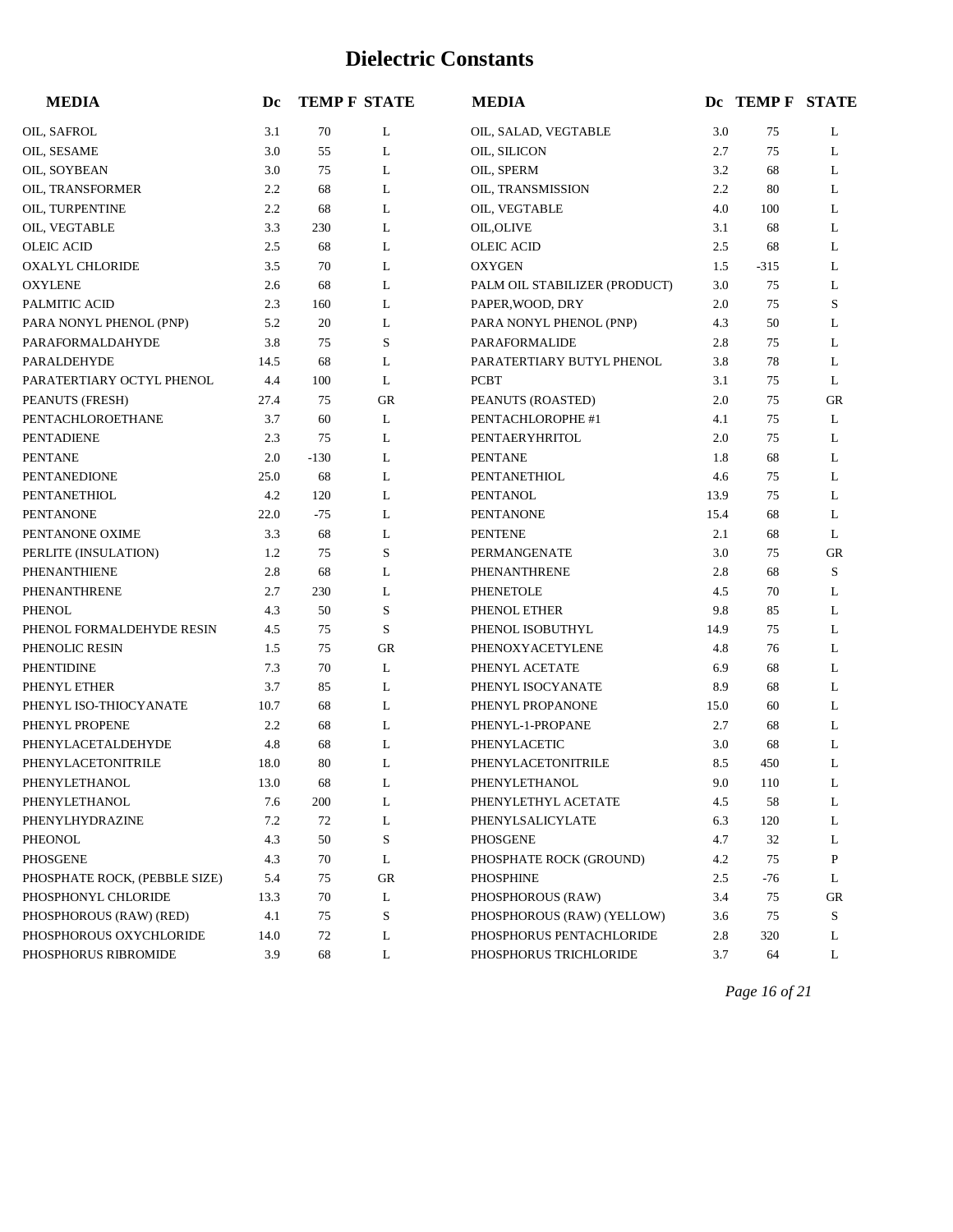# Dielectric Constants

| MEDIA | Dc | TEMP F | STATE | MEDIA | Dc | TEMP F | STATE |
|---|---|---|---|---|---|---|---|
| OIL, SAFROL | 3.1 | 70 | L | OIL, SALAD, VEGTABLE | 3.0 | 75 | L |
| OIL, SESAME | 3.0 | 55 | L | OIL, SILICON | 2.7 | 75 | L |
| OIL, SOYBEAN | 3.0 | 75 | L | OIL, SPERM | 3.2 | 68 | L |
| OIL, TRANSFORMER | 2.2 | 68 | L | OIL, TRANSMISSION | 2.2 | 80 | L |
| OIL, TURPENTINE | 2.2 | 68 | L | OIL, VEGTABLE | 4.0 | 100 | L |
| OIL, VEGTABLE | 3.3 | 230 | L | OIL,OLIVE | 3.1 | 68 | L |
| OLEIC ACID | 2.5 | 68 | L | OLEIC ACID | 2.5 | 68 | L |
| OXALYL CHLORIDE | 3.5 | 70 | L | OXYGEN | 1.5 | -315 | L |
| OXYLENE | 2.6 | 68 | L | PALM OIL STABILIZER (PRODUCT) | 3.0 | 75 | L |
| PALMITIC ACID | 2.3 | 160 | L | PAPER,WOOD, DRY | 2.0 | 75 | S |
| PARA NONYL PHENOL (PNP) | 5.2 | 20 | L | PARA NONYL PHENOL (PNP) | 4.3 | 50 | L |
| PARAFORMALDAHYDE | 3.8 | 75 | S | PARAFORMALIDE | 2.8 | 75 | L |
| PARALDEHYDE | 14.5 | 68 | L | PARATERTIARY BUTYL PHENOL | 3.8 | 78 | L |
| PARATERTIARY OCTYL PHENOL | 4.4 | 100 | L | PCBT | 3.1 | 75 | L |
| PEANUTS (FRESH) | 27.4 | 75 | GR | PEANUTS (ROASTED) | 2.0 | 75 | GR |
| PENTACHLOROETHANE | 3.7 | 60 | L | PENTACHLOROPHE #1 | 4.1 | 75 | L |
| PENTADIENE | 2.3 | 75 | L | PENTAERYHRITOL | 2.0 | 75 | L |
| PENTANE | 2.0 | -130 | L | PENTANE | 1.8 | 68 | L |
| PENTANEDIONE | 25.0 | 68 | L | PENTANETHIOL | 4.6 | 75 | L |
| PENTANETHIOL | 4.2 | 120 | L | PENTANOL | 13.9 | 75 | L |
| PENTANONE | 22.0 | -75 | L | PENTANONE | 15.4 | 68 | L |
| PENTANONE OXIME | 3.3 | 68 | L | PENTENE | 2.1 | 68 | L |
| PERLITE (INSULATION) | 1.2 | 75 | S | PERMANGENATE | 3.0 | 75 | GR |
| PHENANTHIENE | 2.8 | 68 | L | PHENANTHRENE | 2.8 | 68 | S |
| PHENANTHRENE | 2.7 | 230 | L | PHENETOLE | 4.5 | 70 | L |
| PHENOL | 4.3 | 50 | S | PHENOL ETHER | 9.8 | 85 | L |
| PHENOL FORMALDEHYDE RESIN | 4.5 | 75 | S | PHENOL ISOBUTHYL | 14.9 | 75 | L |
| PHENOLIC RESIN | 1.5 | 75 | GR | PHENOXYACETYLENE | 4.8 | 76 | L |
| PHENTIDINE | 7.3 | 70 | L | PHENYL ACETATE | 6.9 | 68 | L |
| PHENYL ETHER | 3.7 | 85 | L | PHENYL ISOCYANATE | 8.9 | 68 | L |
| PHENYL ISO-THIOCYANATE | 10.7 | 68 | L | PHENYL PROPANONE | 15.0 | 60 | L |
| PHENYL PROPENE | 2.2 | 68 | L | PHENYL-1-PROPANE | 2.7 | 68 | L |
| PHENYLACETALDEHYDE | 4.8 | 68 | L | PHENYLACETIC | 3.0 | 68 | L |
| PHENYLACETONITRILE | 18.0 | 80 | L | PHENYLACETONITRILE | 8.5 | 450 | L |
| PHENYLETHANOL | 13.0 | 68 | L | PHENYLETHANOL | 9.0 | 110 | L |
| PHENYLETHANOL | 7.6 | 200 | L | PHENYLETHYL ACETATE | 4.5 | 58 | L |
| PHENYLHYDRAZINE | 7.2 | 72 | L | PHENYLSALICYLATE | 6.3 | 120 | L |
| PHEONOL | 4.3 | 50 | S | PHOSGENE | 4.7 | 32 | L |
| PHOSGENE | 4.3 | 70 | L | PHOSPHATE ROCK (GROUND) | 4.2 | 75 | P |
| PHOSPHATE ROCK, (PEBBLE SIZE) | 5.4 | 75 | GR | PHOSPHINE | 2.5 | -76 | L |
| PHOSPHONYL CHLORIDE | 13.3 | 70 | L | PHOSPHOROUS (RAW) | 3.4 | 75 | GR |
| PHOSPHOROUS (RAW) (RED) | 4.1 | 75 | S | PHOSPHOROUS (RAW) (YELLOW) | 3.6 | 75 | S |
| PHOSPHOROUS OXYCHLORIDE | 14.0 | 72 | L | PHOSPHORUS PENTACHLORIDE | 2.8 | 320 | L |
| PHOSPHORUS RIBROMIDE | 3.9 | 68 | L | PHOSPHORUS TRICHLORIDE | 3.7 | 64 | L |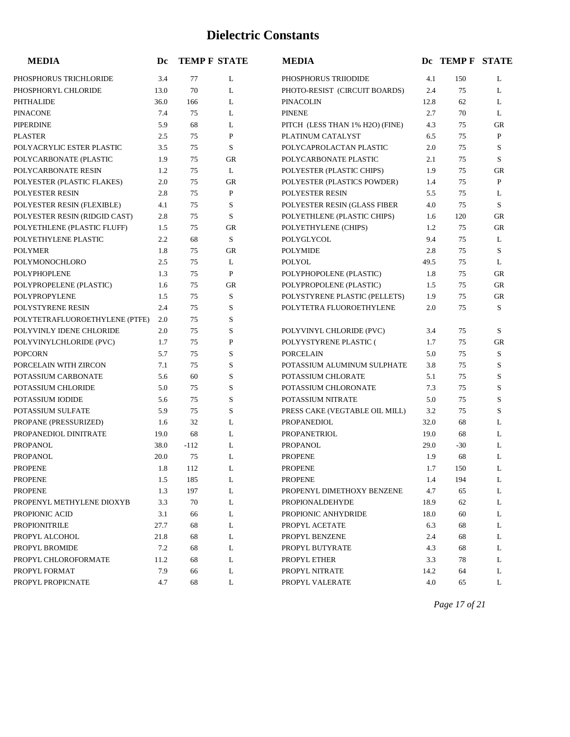# Dielectric Constants

| MEDIA | Dc | TEMP F | STATE | MEDIA | Dc | TEMP F | STATE |
|---|---|---|---|---|---|---|---|
| PHOSPHORUS TRICHLORIDE | 3.4 | 77 | L | PHOSPHORUS TRIIODIDE | 4.1 | 150 | L |
| PHOSPHORYL CHLORIDE | 13.0 | 70 | L | PHOTO-RESIST (CIRCUIT BOARDS) | 2.4 | 75 | L |
| PHTHALIDE | 36.0 | 166 | L | PINACOLIN | 12.8 | 62 | L |
| PINACONE | 7.4 | 75 | L | PINENE | 2.7 | 70 | L |
| PIPERDINE | 5.9 | 68 | L | PITCH (LESS THAN 1% H2O) (FINE) | 4.3 | 75 | GR |
| PLASTER | 2.5 | 75 | P | PLATINUM CATALYST | 6.5 | 75 | P |
| POLYACRYLIC ESTER PLASTIC | 3.5 | 75 | S | POLYCAPROLACTAN PLASTIC | 2.0 | 75 | S |
| POLYCARBONATE (PLASTIC | 1.9 | 75 | GR | POLYCARBONATE PLASTIC | 2.1 | 75 | S |
| POLYCARBONATE RESIN | 1.2 | 75 | L | POLYESTER (PLASTIC CHIPS) | 1.9 | 75 | GR |
| POLYESTER (PLASTIC FLAKES) | 2.0 | 75 | GR | POLYESTER (PLASTICS POWDER) | 1.4 | 75 | P |
| POLYESTER RESIN | 2.8 | 75 | P | POLYESTER RESIN | 5.5 | 75 | L |
| POLYESTER RESIN (FLEXIBLE) | 4.1 | 75 | S | POLYESTER RESIN (GLASS FIBER | 4.0 | 75 | S |
| POLYESTER RESIN (RIDGID CAST) | 2.8 | 75 | S | POLYETHLENE (PLASTIC CHIPS) | 1.6 | 120 | GR |
| POLYETHLENE (PLASTIC FLUFF) | 1.5 | 75 | GR | POLYETHYLENE (CHIPS) | 1.2 | 75 | GR |
| POLYETHYLENE PLASTIC | 2.2 | 68 | S | POLYGLYCOL | 9.4 | 75 | L |
| POLYMER | 1.8 | 75 | GR | POLYMIDE | 2.8 | 75 | S |
| POLYMONOCHLORO | 2.5 | 75 | L | POLYOL | 49.5 | 75 | L |
| POLYPHOPLENE | 1.3 | 75 | P | POLYPHOPOLENE (PLASTIC) | 1.8 | 75 | GR |
| POLYPROPELENE (PLASTIC) | 1.6 | 75 | GR | POLYPROPOLENE (PLASTIC) | 1.5 | 75 | GR |
| POLYPROPYLENE | 1.5 | 75 | S | POLYSTYRENE PLASTIC (PELLETS) | 1.9 | 75 | GR |
| POLYSTYRENE RESIN | 2.4 | 75 | S | POLYTETRA FLUOROETHYLENE | 2.0 | 75 | S |
| POLYTETRAFLUOROETHYLENE (PTFE) | 2.0 | 75 | S | | | | |
| POLYVINLY IDENE CHLORIDE | 2.0 | 75 | S | POLYVINYL CHLORIDE (PVC) | 3.4 | 75 | S |
| POLYVINYLCHLORIDE (PVC) | 1.7 | 75 | P | POLYYSTYRENE PLASTIC ( | 1.7 | 75 | GR |
| POPCORN | 5.7 | 75 | S | PORCELAIN | 5.0 | 75 | S |
| PORCELAIN WITH ZIRCON | 7.1 | 75 | S | POTASSIUM ALUMINUM SULPHATE | 3.8 | 75 | S |
| POTASSIUM CARBONATE | 5.6 | 60 | S | POTASSIUM CHLORATE | 5.1 | 75 | S |
| POTASSIUM CHLORIDE | 5.0 | 75 | S | POTASSIUM CHLORONATE | 7.3 | 75 | S |
| POTASSIUM IODIDE | 5.6 | 75 | S | POTASSIUM NITRATE | 5.0 | 75 | S |
| POTASSIUM SULFATE | 5.9 | 75 | S | PRESS CAKE (VEGTABLE OIL MILL) | 3.2 | 75 | S |
| PROPANE (PRESSURIZED) | 1.6 | 32 | L | PROPANEDIOL | 32.0 | 68 | L |
| PROPANEDIOL DINITRATE | 19.0 | 68 | L | PROPANETRIOL | 19.0 | 68 | L |
| PROPANOL | 38.0 | -112 | L | PROPANOL | 29.0 | -30 | L |
| PROPANOL | 20.0 | 75 | L | PROPENE | 1.9 | 68 | L |
| PROPENE | 1.8 | 112 | L | PROPENE | 1.7 | 150 | L |
| PROPENE | 1.5 | 185 | L | PROPENE | 1.4 | 194 | L |
| PROPENE | 1.3 | 197 | L | PROPENYL DIMETHOXY BENZENE | 4.7 | 65 | L |
| PROPENYL METHYLENE DIOXYB | 3.3 | 70 | L | PROPIONALDEHYDE | 18.9 | 62 | L |
| PROPIONIC ACID | 3.1 | 66 | L | PROPIONIC ANHYDRIDE | 18.0 | 60 | L |
| PROPIONITRILE | 27.7 | 68 | L | PROPYL ACETATE | 6.3 | 68 | L |
| PROPYL ALCOHOL | 21.8 | 68 | L | PROPYL BENZENE | 2.4 | 68 | L |
| PROPYL BROMIDE | 7.2 | 68 | L | PROPYL BUTYRATE | 4.3 | 68 | L |
| PROPYL CHLOROFORMATE | 11.2 | 68 | L | PROPYL ETHER | 3.3 | 78 | L |
| PROPYL FORMAT | 7.9 | 66 | L | PROPYL NITRATE | 14.2 | 64 | L |
| PROPYL PROPICNATE | 4.7 | 68 | L | PROPYL VALERATE | 4.0 | 65 | L |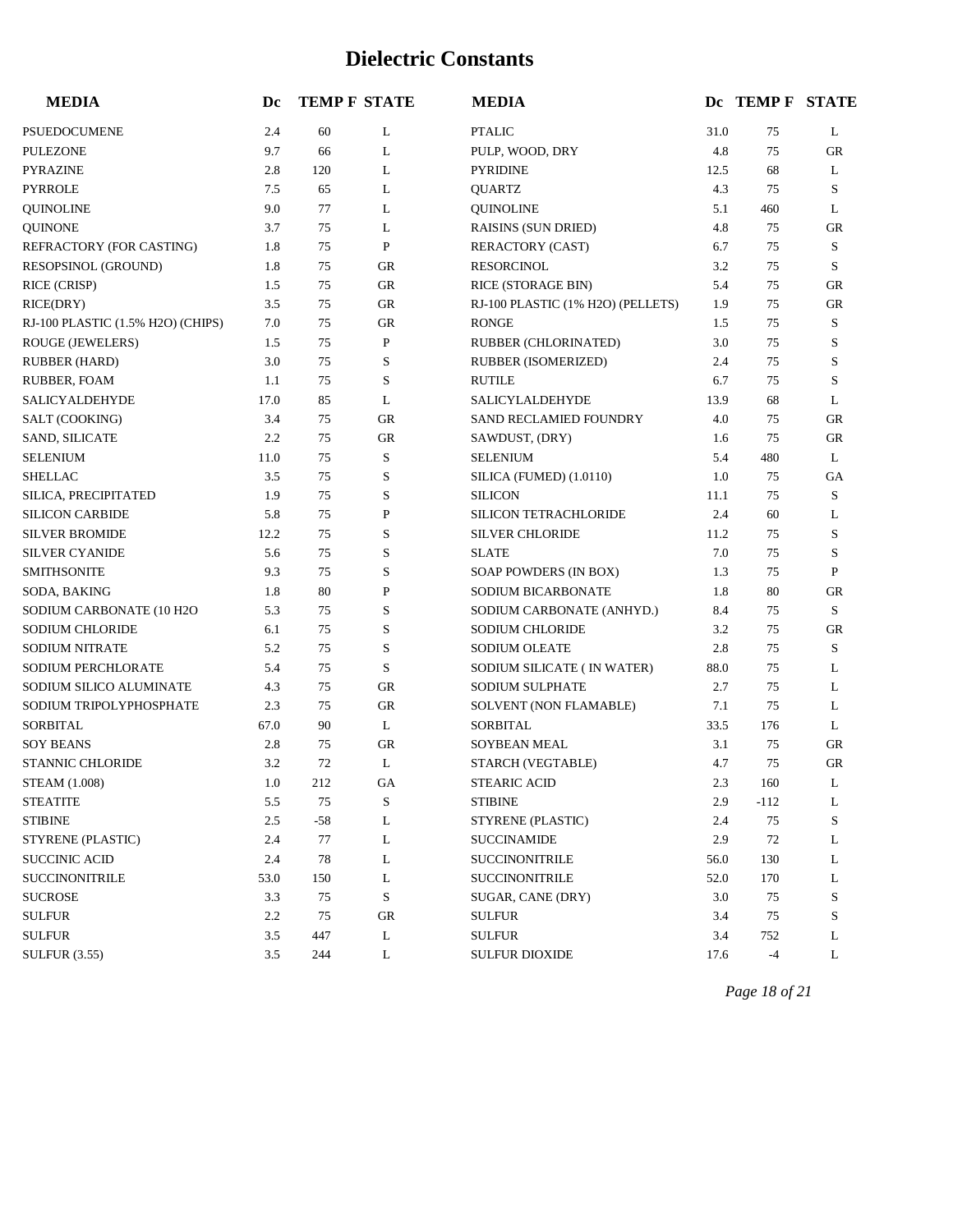# Dielectric Constants

| MEDIA | Dc | TEMP F | STATE |
|---|---|---|---|
| PSUEDOCUMENE | 2.4 | 60 | L |
| PULEZONE | 9.7 | 66 | L |
| PYRAZINE | 2.8 | 120 | L |
| PYRROLE | 7.5 | 65 | L |
| QUINOLINE | 9.0 | 77 | L |
| QUINONE | 3.7 | 75 | L |
| REFRACTORY (FOR CASTING) | 1.8 | 75 | P |
| RESOPSINOL (GROUND) | 1.8 | 75 | GR |
| RICE (CRISP) | 1.5 | 75 | GR |
| RICE(DRY) | 3.5 | 75 | GR |
| RJ-100 PLASTIC (1.5% H2O) (CHIPS) | 7.0 | 75 | GR |
| ROUGE (JEWELERS) | 1.5 | 75 | P |
| RUBBER (HARD) | 3.0 | 75 | S |
| RUBBER, FOAM | 1.1 | 75 | S |
| SALICYALDEHYDE | 17.0 | 85 | L |
| SALT (COOKING) | 3.4 | 75 | GR |
| SAND, SILICATE | 2.2 | 75 | GR |
| SELENIUM | 11.0 | 75 | S |
| SHELLAC | 3.5 | 75 | S |
| SILICA, PRECIPITATED | 1.9 | 75 | S |
| SILICON CARBIDE | 5.8 | 75 | P |
| SILVER BROMIDE | 12.2 | 75 | S |
| SILVER CYANIDE | 5.6 | 75 | S |
| SMITHSONITE | 9.3 | 75 | S |
| SODA, BAKING | 1.8 | 80 | P |
| SODIUM CARBONATE (10 H2O | 5.3 | 75 | S |
| SODIUM CHLORIDE | 6.1 | 75 | S |
| SODIUM NITRATE | 5.2 | 75 | S |
| SODIUM PERCHLORATE | 5.4 | 75 | S |
| SODIUM SILICO ALUMINATE | 4.3 | 75 | GR |
| SODIUM TRIPOLYPHOSPHATE | 2.3 | 75 | GR |
| SORBITAL | 67.0 | 90 | L |
| SOY BEANS | 2.8 | 75 | GR |
| STANNIC CHLORIDE | 3.2 | 72 | L |
| STEAM (1.008) | 1.0 | 212 | GA |
| STEATITE | 5.5 | 75 | S |
| STIBINE | 2.5 | -58 | L |
| STYRENE (PLASTIC) | 2.4 | 77 | L |
| SUCCINIC ACID | 2.4 | 78 | L |
| SUCCINONITRILE | 53.0 | 150 | L |
| SUCROSE | 3.3 | 75 | S |
| SULFUR | 2.2 | 75 | GR |
| SULFUR | 3.5 | 447 | L |
| SULFUR (3.55) | 3.5 | 244 | L |
| PTALIC | 31.0 | 75 | L |
| PULP, WOOD, DRY | 4.8 | 75 | GR |
| PYRIDINE | 12.5 | 68 | L |
| QUARTZ | 4.3 | 75 | S |
| QUINOLINE | 5.1 | 460 | L |
| RAISINS (SUN DRIED) | 4.8 | 75 | GR |
| RERACTORY (CAST) | 6.7 | 75 | S |
| RESORCINOL | 3.2 | 75 | S |
| RICE (STORAGE BIN) | 5.4 | 75 | GR |
| RJ-100 PLASTIC (1% H2O) (PELLETS) | 1.9 | 75 | GR |
| RONGE | 1.5 | 75 | S |
| RUBBER (CHLORINATED) | 3.0 | 75 | S |
| RUBBER (ISOMERIZED) | 2.4 | 75 | S |
| RUTILE | 6.7 | 75 | S |
| SALICYLALDEHYDE | 13.9 | 68 | L |
| SAND RECLAMIED FOUNDRY | 4.0 | 75 | GR |
| SAWDUST, (DRY) | 1.6 | 75 | GR |
| SELENIUM | 5.4 | 480 | L |
| SILICA (FUMED) (1.0110) | 1.0 | 75 | GA |
| SILICON | 11.1 | 75 | S |
| SILICON TETRACHLORIDE | 2.4 | 60 | L |
| SILVER CHLORIDE | 11.2 | 75 | S |
| SLATE | 7.0 | 75 | S |
| SOAP POWDERS (IN BOX) | 1.3 | 75 | P |
| SODIUM BICARBONATE | 1.8 | 80 | GR |
| SODIUM CARBONATE (ANHYD.) | 8.4 | 75 | S |
| SODIUM CHLORIDE | 3.2 | 75 | GR |
| SODIUM OLEATE | 2.8 | 75 | S |
| SODIUM SILICATE ( IN WATER) | 88.0 | 75 | L |
| SODIUM SULPHATE | 2.7 | 75 | L |
| SOLVENT (NON FLAMABLE) | 7.1 | 75 | L |
| SORBITAL | 33.5 | 176 | L |
| SOYBEAN MEAL | 3.1 | 75 | GR |
| STARCH (VEGTABLE) | 4.7 | 75 | GR |
| STEARIC ACID | 2.3 | 160 | L |
| STIBINE | 2.9 | -112 | L |
| STYRENE (PLASTIC) | 2.4 | 75 | S |
| SUCCINAMIDE | 2.9 | 72 | L |
| SUCCINONITRILE | 56.0 | 130 | L |
| SUCCINONITRILE | 52.0 | 170 | L |
| SUGAR, CANE (DRY) | 3.0 | 75 | S |
| SULFUR | 3.4 | 75 | S |
| SULFUR | 3.4 | 752 | L |
| SULFUR DIOXIDE | 17.6 | -4 | L |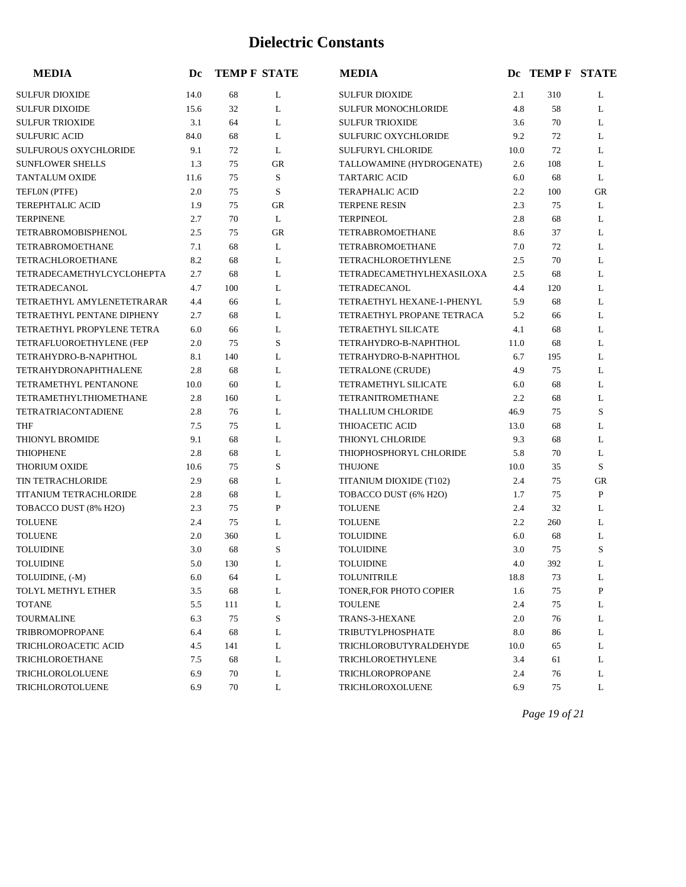# Dielectric Constants

| MEDIA | Dc | TEMP F | STATE | MEDIA | Dc | TEMP F | STATE |
|---|---|---|---|---|---|---|---|
| SULFUR DIOXIDE | 14.0 | 68 | L | SULFUR DIOXIDE | 2.1 | 310 | L |
| SULFUR DIXOIDE | 15.6 | 32 | L | SULFUR MONOCHLORIDE | 4.8 | 58 | L |
| SULFUR TRIOXIDE | 3.1 | 64 | L | SULFUR TRIOXIDE | 3.6 | 70 | L |
| SULFURIC ACID | 84.0 | 68 | L | SULFURIC OXYCHLORIDE | 9.2 | 72 | L |
| SULFUROUS OXYCHLORIDE | 9.1 | 72 | L | SULFURYL CHLORIDE | 10.0 | 72 | L |
| SUNFLOWER SHELLS | 1.3 | 75 | GR | TALLOWAMINE (HYDROGENATE) | 2.6 | 108 | L |
| TANTALUM OXIDE | 11.6 | 75 | S | TARTARIC ACID | 6.0 | 68 | L |
| TEFL0N (PTFE) | 2.0 | 75 | S | TERAPHALIC ACID | 2.2 | 100 | GR |
| TEREPHTALIC ACID | 1.9 | 75 | GR | TERPENE RESIN | 2.3 | 75 | L |
| TERPINENE | 2.7 | 70 | L | TERPINEOL | 2.8 | 68 | L |
| TETRABROMOBISPHENOL | 2.5 | 75 | GR | TETRABROMOETHANE | 8.6 | 37 | L |
| TETRABROMOETHANE | 7.1 | 68 | L | TETRABROMOETHANE | 7.0 | 72 | L |
| TETRACHLOROETHANE | 8.2 | 68 | L | TETRACHLOROETHYLENE | 2.5 | 70 | L |
| TETRADECAMETHYLCYCLOHEPTA | 2.7 | 68 | L | TETRADECAMETHYLHEXASILOXA | 2.5 | 68 | L |
| TETRADECANOL | 4.7 | 100 | L | TETRADECANOL | 4.4 | 120 | L |
| TETRAETHYL AMYLENETETRARAR | 4.4 | 66 | L | TETRAETHYL HEXANE-1-PHENYL | 5.9 | 68 | L |
| TETRAETHYL PENTANE DIPHENY | 2.7 | 68 | L | TETRAETHYL PROPANE TETRACA | 5.2 | 66 | L |
| TETRAETHYL PROPYLENE TETRA | 6.0 | 66 | L | TETRAETHYL SILICATE | 4.1 | 68 | L |
| TETRAFLUOROETHYLENE (FEP | 2.0 | 75 | S | TETRAHYDRO-B-NAPHTHOL | 11.0 | 68 | L |
| TETRAHYDRO-B-NAPHTHOL | 8.1 | 140 | L | TETRAHYDRO-B-NAPHTHOL | 6.7 | 195 | L |
| TETRAHYDRONAPHTHALENE | 2.8 | 68 | L | TETRALONE (CRUDE) | 4.9 | 75 | L |
| TETRAMETHYL PENTANONE | 10.0 | 60 | L | TETRAMETHYL SILICATE | 6.0 | 68 | L |
| TETRAMETHYLTHIOMETHANE | 2.8 | 160 | L | TETRANITROMETHANE | 2.2 | 68 | L |
| TETRATRIACONTADIENE | 2.8 | 76 | L | THALLIUM CHLORIDE | 46.9 | 75 | S |
| THF | 7.5 | 75 | L | THIOACETIC ACID | 13.0 | 68 | L |
| THIONYL BROMIDE | 9.1 | 68 | L | THIONYL CHLORIDE | 9.3 | 68 | L |
| THIOPHENE | 2.8 | 68 | L | THIOPHOSPHORYL CHLORIDE | 5.8 | 70 | L |
| THORIUM OXIDE | 10.6 | 75 | S | THUJONE | 10.0 | 35 | S |
| TIN TETRACHLORIDE | 2.9 | 68 | L | TITANIUM DIOXIDE (T102) | 2.4 | 75 | GR |
| TITANIUM TETRACHLORIDE | 2.8 | 68 | L | TOBACCO DUST (6% H2O) | 1.7 | 75 | P |
| TOBACCO DUST (8% H2O) | 2.3 | 75 | P | TOLUENE | 2.4 | 32 | L |
| TOLUENE | 2.4 | 75 | L | TOLUENE | 2.2 | 260 | L |
| TOLUENE | 2.0 | 360 | L | TOLUIDINE | 6.0 | 68 | L |
| TOLUIDINE | 3.0 | 68 | S | TOLUIDINE | 3.0 | 75 | S |
| TOLUIDINE | 5.0 | 130 | L | TOLUIDINE | 4.0 | 392 | L |
| TOLUIDINE, (-M) | 6.0 | 64 | L | TOLUNITRILE | 18.8 | 73 | L |
| TOLYL METHYL ETHER | 3.5 | 68 | L | TONER,FOR PHOTO COPIER | 1.6 | 75 | P |
| TOTANE | 5.5 | 111 | L | TOULENE | 2.4 | 75 | L |
| TOURMALINE | 6.3 | 75 | S | TRANS-3-HEXANE | 2.0 | 76 | L |
| TRIBROMOPROPANE | 6.4 | 68 | L | TRIBUTYLPHOSPHATE | 8.0 | 86 | L |
| TRICHLOROACETIC ACID | 4.5 | 141 | L | TRICHLOROBUTYRALDEHYDE | 10.0 | 65 | L |
| TRICHLOROETHANE | 7.5 | 68 | L | TRICHLOROETHYLENE | 3.4 | 61 | L |
| TRICHLOROLOLUENE | 6.9 | 70 | L | TRICHLOROPROPANE | 2.4 | 76 | L |
| TRICHLOROTOLUENE | 6.9 | 70 | L | TRICHLOROXOLUENE | 6.9 | 75 | L |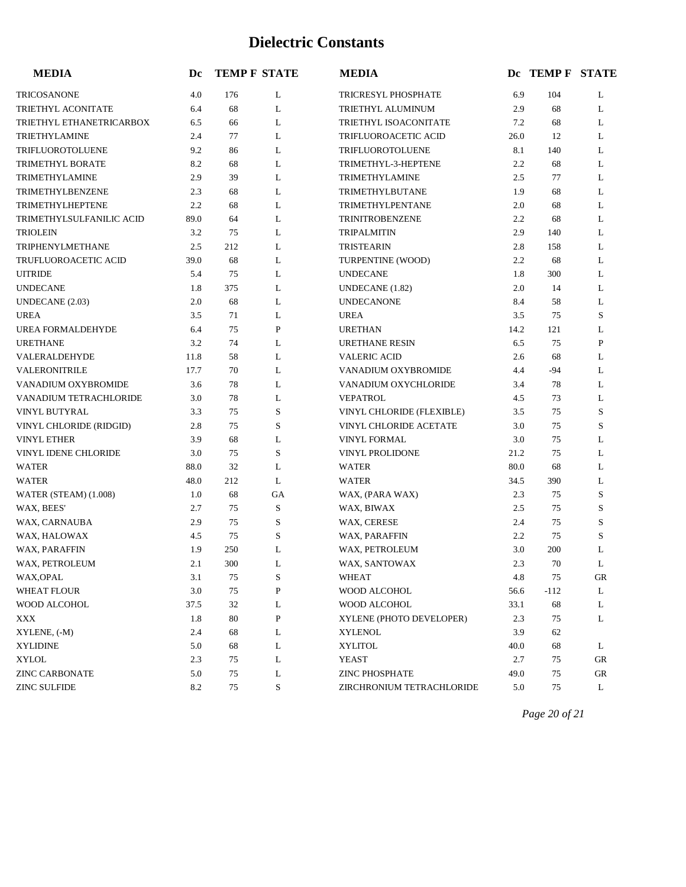# Dielectric Constants

| MEDIA | Dc | TEMP F | STATE | MEDIA | Dc | TEMP F | STATE |
|---|---|---|---|---|---|---|---|
| TRICOSANONE | 4.0 | 176 | L | TRICRESYL PHOSPHATE | 6.9 | 104 | L |
| TRIETHYL ACONITATE | 6.4 | 68 | L | TRIETHYL ALUMINUM | 2.9 | 68 | L |
| TRIETHYL ETHANETRICARBOX | 6.5 | 66 | L | TRIETHYL ISOACONITATE | 7.2 | 68 | L |
| TRIETHYLAMINE | 2.4 | 77 | L | TRIFLUOROACETIC ACID | 26.0 | 12 | L |
| TRIFLUOROTOLUENE | 9.2 | 86 | L | TRIFLUOROTOLUENE | 8.1 | 140 | L |
| TRIMETHYL BORATE | 8.2 | 68 | L | TRIMETHYL-3-HEPTENE | 2.2 | 68 | L |
| TRIMETHYLAMINE | 2.9 | 39 | L | TRIMETHYLAMINE | 2.5 | 77 | L |
| TRIMETHYLBENZENE | 2.3 | 68 | L | TRIMETHYLBUTANE | 1.9 | 68 | L |
| TRIMETHYLHEPTENE | 2.2 | 68 | L | TRIMETHYLPENTANE | 2.0 | 68 | L |
| TRIMETHYLSULFANILIC ACID | 89.0 | 64 | L | TRINITROBENZENE | 2.2 | 68 | L |
| TRIOLEIN | 3.2 | 75 | L | TRIPALMITIN | 2.9 | 140 | L |
| TRIPHENYLMETHANE | 2.5 | 212 | L | TRISTEARIN | 2.8 | 158 | L |
| TRUFLUOROACETIC ACID | 39.0 | 68 | L | TURPENTINE (WOOD) | 2.2 | 68 | L |
| UITRIDE | 5.4 | 75 | L | UNDECANE | 1.8 | 300 | L |
| UNDECANE | 1.8 | 375 | L | UNDECANE (1.82) | 2.0 | 14 | L |
| UNDECANE (2.03) | 2.0 | 68 | L | UNDECANONE | 8.4 | 58 | L |
| UREA | 3.5 | 71 | L | UREA | 3.5 | 75 | S |
| UREA FORMALDEHYDE | 6.4 | 75 | P | URETHAN | 14.2 | 121 | L |
| URETHANE | 3.2 | 74 | L | URETHANE RESIN | 6.5 | 75 | P |
| VALERALDEHYDE | 11.8 | 58 | L | VALERIC ACID | 2.6 | 68 | L |
| VALERONITRILE | 17.7 | 70 | L | VANADIUM OXYBROMIDE | 4.4 | -94 | L |
| VANADIUM OXYBROMIDE | 3.6 | 78 | L | VANADIUM OXYCHLORIDE | 3.4 | 78 | L |
| VANADIUM TETRACHLORIDE | 3.0 | 78 | L | VEPATROL | 4.5 | 73 | L |
| VINYL BUTYRAL | 3.3 | 75 | S | VINYL CHLORIDE (FLEXIBLE) | 3.5 | 75 | S |
| VINYL CHLORIDE (RIDGID) | 2.8 | 75 | S | VINYL CHLORIDE ACETATE | 3.0 | 75 | S |
| VINYL ETHER | 3.9 | 68 | L | VINYL FORMAL | 3.0 | 75 | L |
| VINYL IDENE CHLORIDE | 3.0 | 75 | S | VINYL PROLIDONE | 21.2 | 75 | L |
| WATER | 88.0 | 32 | L | WATER | 80.0 | 68 | L |
| WATER | 48.0 | 212 | L | WATER | 34.5 | 390 | L |
| WATER (STEAM) (1.008) | 1.0 | 68 | GA | WAX, (PARA WAX) | 2.3 | 75 | S |
| WAX, BEES' | 2.7 | 75 | S | WAX, BIWAX | 2.5 | 75 | S |
| WAX, CARNAUBA | 2.9 | 75 | S | WAX, CERESE | 2.4 | 75 | S |
| WAX, HALOWAX | 4.5 | 75 | S | WAX, PARAFFIN | 2.2 | 75 | S |
| WAX, PARAFFIN | 1.9 | 250 | L | WAX, PETROLEUM | 3.0 | 200 | L |
| WAX, PETROLEUM | 2.1 | 300 | L | WAX, SANTOWAX | 2.3 | 70 | L |
| WAX,OPAL | 3.1 | 75 | S | WHEAT | 4.8 | 75 | GR |
| WHEAT FLOUR | 3.0 | 75 | P | WOOD ALCOHOL | 56.6 | -112 | L |
| WOOD ALCOHOL | 37.5 | 32 | L | WOOD ALCOHOL | 33.1 | 68 | L |
| XXX | 1.8 | 80 | P | XYLENE (PHOTO DEVELOPER) | 2.3 | 75 | L |
| XYLENE, (-M) | 2.4 | 68 | L | XYLENOL | 3.9 | 62 | |
| XYLIDINE | 5.0 | 68 | L | XYLITOL | 40.0 | 68 | L |
| XYLOL | 2.3 | 75 | L | YEAST | 2.7 | 75 | GR |
| ZINC CARBONATE | 5.0 | 75 | L | ZINC PHOSPHATE | 49.0 | 75 | GR |
| ZINC SULFIDE | 8.2 | 75 | S | ZIRCHRONIUM TETRACHLORIDE | 5.0 | 75 | L |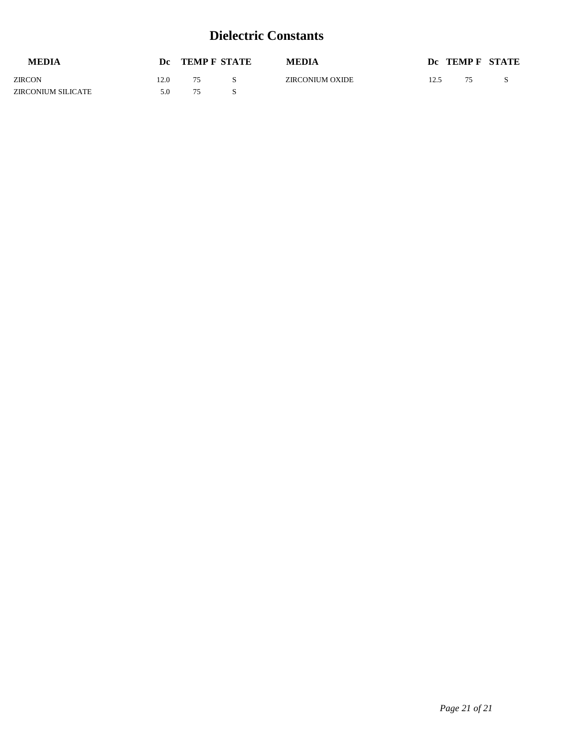# Dielectric Constants

| MEDIA | Dc | TEMP F | STATE | MEDIA | Dc | TEMP F | STATE |
|---|---|---|---|---|---|---|---|
| ZIRCON | 12.0 | 75 | S | ZIRCONIUM OXIDE | 12.5 | 75 | S |
| ZIRCONIUM SILICATE | 5.0 | 75 | S | | | | |